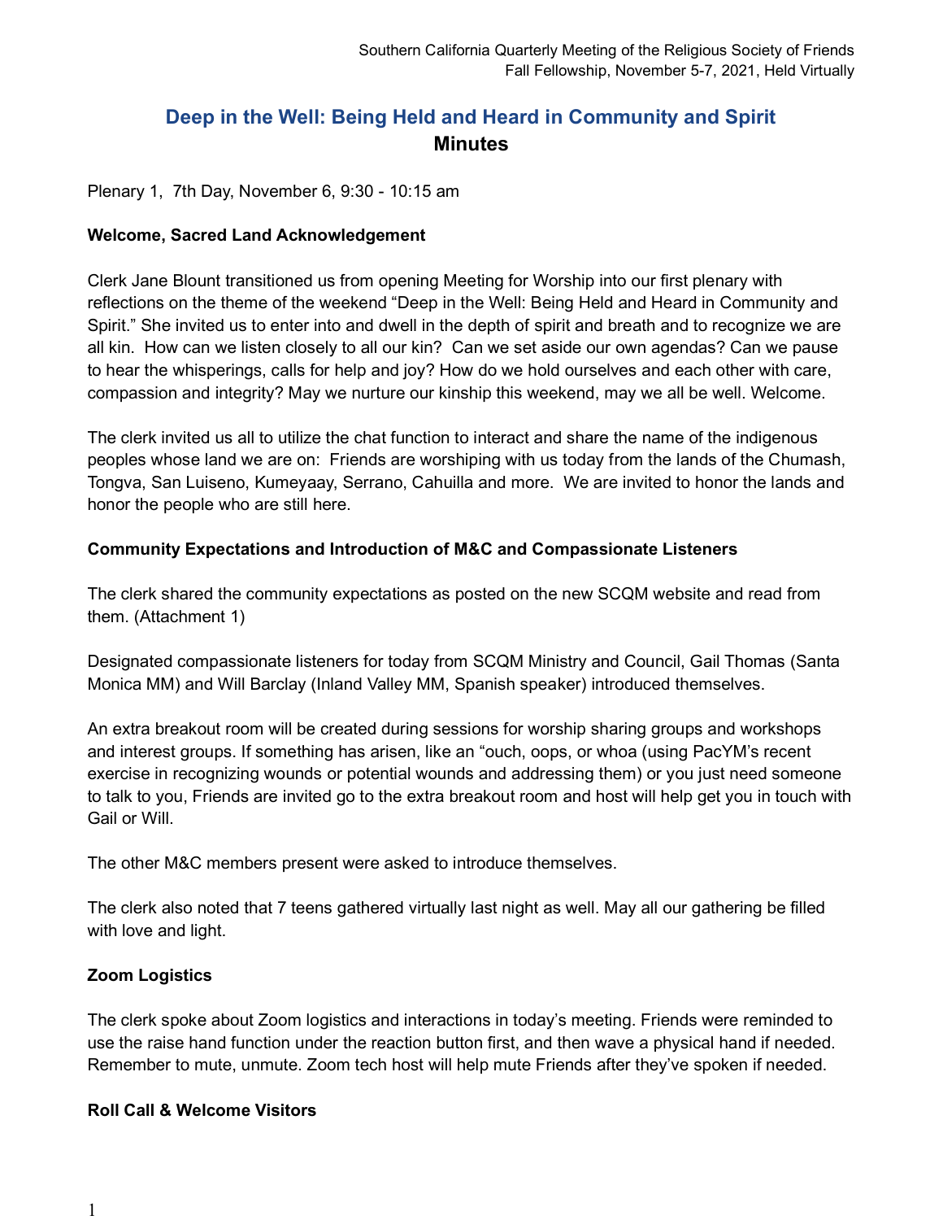Southern California Quarterly Meeting of the Religious Society of Friends
Fall Fellowship, November 5-7, 2021, Held Virtually

# Deep in the Well: Being Held and Heard in Community and Spirit

## Minutes

Plenary 1, 7th Day, November 6, 9:30 - 10:15 am

**Welcome, Sacred Land Acknowledgement**

Clerk Jane Blount transitioned us from opening Meeting for Worship into our first plenary with reflections on the theme of the weekend "Deep in the Well: Being Held and Heard in Community and Spirit." She invited us to enter into and dwell in the depth of spirit and breath and to recognize we are all kin. How can we listen closely to all our kin? Can we set aside our own agendas? Can we pause to hear the whisperings, calls for help and joy? How do we hold ourselves and each other with care, compassion and integrity? May we nurture our kinship this weekend, may we all be well. Welcome.

The clerk invited us all to utilize the chat function to interact and share the name of the indigenous peoples whose land we are on: Friends are worshiping with us today from the lands of the Chumash, Tongva, San Luiseno, Kumeyaay, Serrano, Cahuilla and more. We are invited to honor the lands and honor the people who are still here.

**Community Expectations and Introduction of M&C and Compassionate Listeners**

The clerk shared the community expectations as posted on the new SCQM website and read from them. (Attachment 1)

Designated compassionate listeners for today from SCQM Ministry and Council, Gail Thomas (Santa Monica MM) and Will Barclay (Inland Valley MM, Spanish speaker) introduced themselves.

An extra breakout room will be created during sessions for worship sharing groups and workshops and interest groups. If something has arisen, like an "ouch, oops, or whoa (using PacYM's recent exercise in recognizing wounds or potential wounds and addressing them) or you just need someone to talk to you, Friends are invited go to the extra breakout room and host will help get you in touch with Gail or Will.

The other M&C members present were asked to introduce themselves.

The clerk also noted that 7 teens gathered virtually last night as well. May all our gathering be filled with love and light.

**Zoom Logistics**

The clerk spoke about Zoom logistics and interactions in today's meeting. Friends were reminded to use the raise hand function under the reaction button first, and then wave a physical hand if needed. Remember to mute, unmute. Zoom tech host will help mute Friends after they've spoken if needed.

**Roll Call & Welcome Visitors**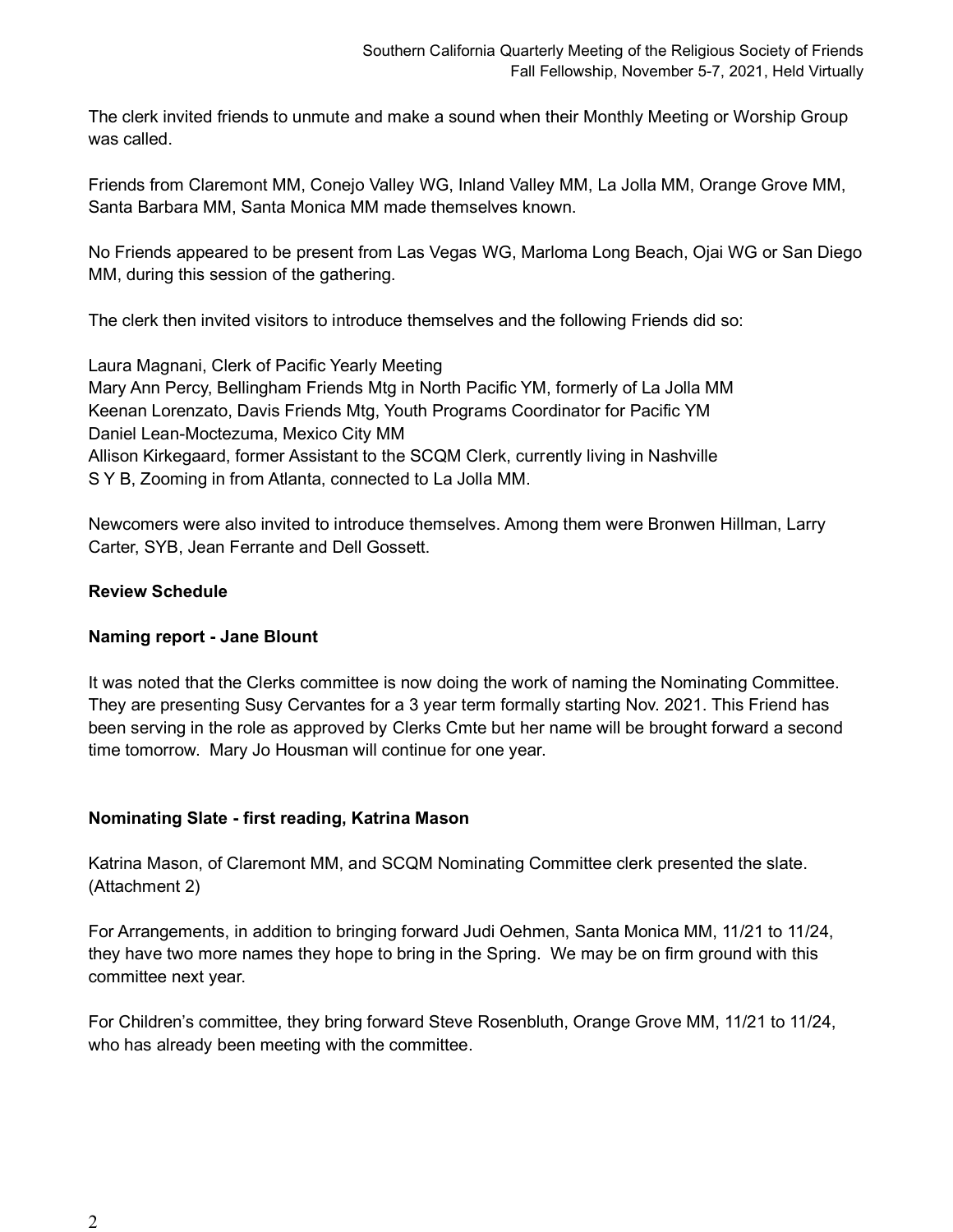The clerk invited friends to unmute and make a sound when their Monthly Meeting or Worship Group was called.

Friends from Claremont MM, Conejo Valley WG, Inland Valley MM, La Jolla MM, Orange Grove MM, Santa Barbara MM, Santa Monica MM made themselves known.

No Friends appeared to be present from Las Vegas WG, Marloma Long Beach, Ojai WG or San Diego MM, during this session of the gathering.

The clerk then invited visitors to introduce themselves and the following Friends did so:

Laura Magnani, Clerk of Pacific Yearly Meeting
Mary Ann Percy, Bellingham Friends Mtg in North Pacific YM, formerly of La Jolla MM
Keenan Lorenzato, Davis Friends Mtg, Youth Programs Coordinator for Pacific YM
Daniel Lean-Moctezuma, Mexico City MM
Allison Kirkegaard, former Assistant to the SCQM Clerk, currently living in Nashville
S Y B, Zooming in from Atlanta, connected to La Jolla MM.

Newcomers were also invited to introduce themselves. Among them were Bronwen Hillman, Larry Carter, SYB, Jean Ferrante and Dell Gossett.

**Review Schedule**

**Naming report - Jane Blount**

It was noted that the Clerks committee is now doing the work of naming the Nominating Committee. They are presenting Susy Cervantes for a 3 year term formally starting Nov. 2021. This Friend has been serving in the role as approved by Clerks Cmte but her name will be brought forward a second time tomorrow. Mary Jo Housman will continue for one year.

**Nominating Slate - first reading, Katrina Mason**

Katrina Mason, of Claremont MM, and SCQM Nominating Committee clerk presented the slate. (Attachment 2)

For Arrangements, in addition to bringing forward Judi Oehmen, Santa Monica MM, 11/21 to 11/24, they have two more names they hope to bring in the Spring. We may be on firm ground with this committee next year.

For Children's committee, they bring forward Steve Rosenbluth, Orange Grove MM, 11/21 to 11/24, who has already been meeting with the committee.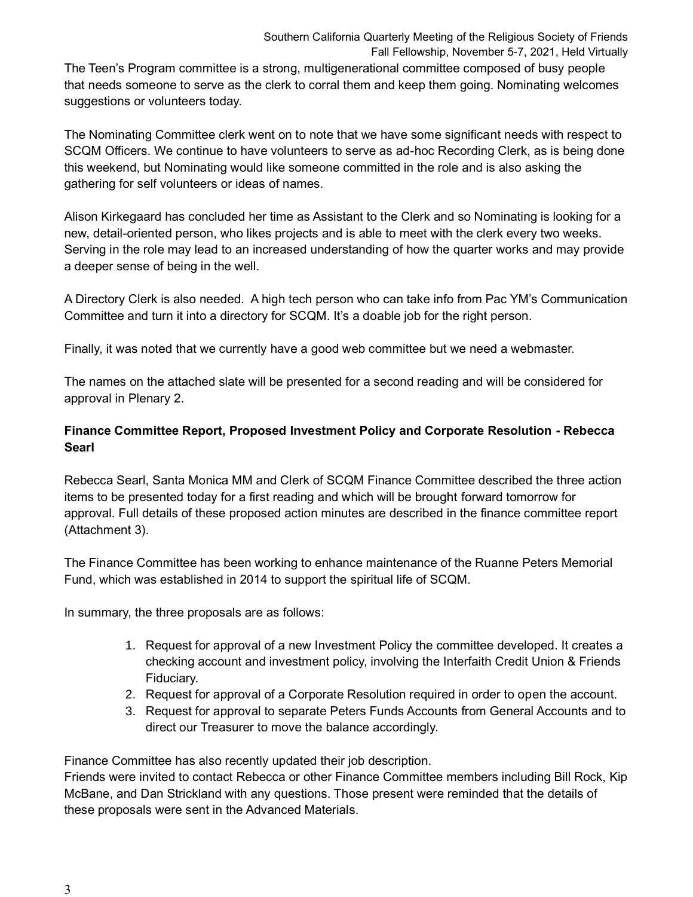The Teen's Program committee is a strong, multigenerational committee composed of busy people that needs someone to serve as the clerk to corral them and keep them going. Nominating welcomes suggestions or volunteers today.

The Nominating Committee clerk went on to note that we have some significant needs with respect to SCQM Officers. We continue to have volunteers to serve as ad-hoc Recording Clerk, as is being done this weekend, but Nominating would like someone committed in the role and is also asking the gathering for self volunteers or ideas of names.

Alison Kirkegaard has concluded her time as Assistant to the Clerk and so Nominating is looking for a new, detail-oriented person, who likes projects and is able to meet with the clerk every two weeks. Serving in the role may lead to an increased understanding of how the quarter works and may provide a deeper sense of being in the well.

A Directory Clerk is also needed. A high tech person who can take info from Pac YM's Communication Committee and turn it into a directory for SCQM. It's a doable job for the right person.

Finally, it was noted that we currently have a good web committee but we need a webmaster.

The names on the attached slate will be presented for a second reading and will be considered for approval in Plenary 2.

**Finance Committee Report, Proposed Investment Policy and Corporate Resolution - Rebecca Searl**

Rebecca Searl, Santa Monica MM and Clerk of SCQM Finance Committee described the three action items to be presented today for a first reading and which will be brought forward tomorrow for approval. Full details of these proposed action minutes are described in the finance committee report (Attachment 3).

The Finance Committee has been working to enhance maintenance of the Ruanne Peters Memorial Fund, which was established in 2014 to support the spiritual life of SCQM.

In summary, the three proposals are as follows:

1. Request for approval of a new Investment Policy the committee developed. It creates a checking account and investment policy, involving the Interfaith Credit Union & Friends Fiduciary.
2. Request for approval of a Corporate Resolution required in order to open the account.
3. Request for approval to separate Peters Funds Accounts from General Accounts and to direct our Treasurer to move the balance accordingly.

Finance Committee has also recently updated their job description.
Friends were invited to contact Rebecca or other Finance Committee members including Bill Rock, Kip McBane, and Dan Strickland with any questions. Those present were reminded that the details of these proposals were sent in the Advanced Materials.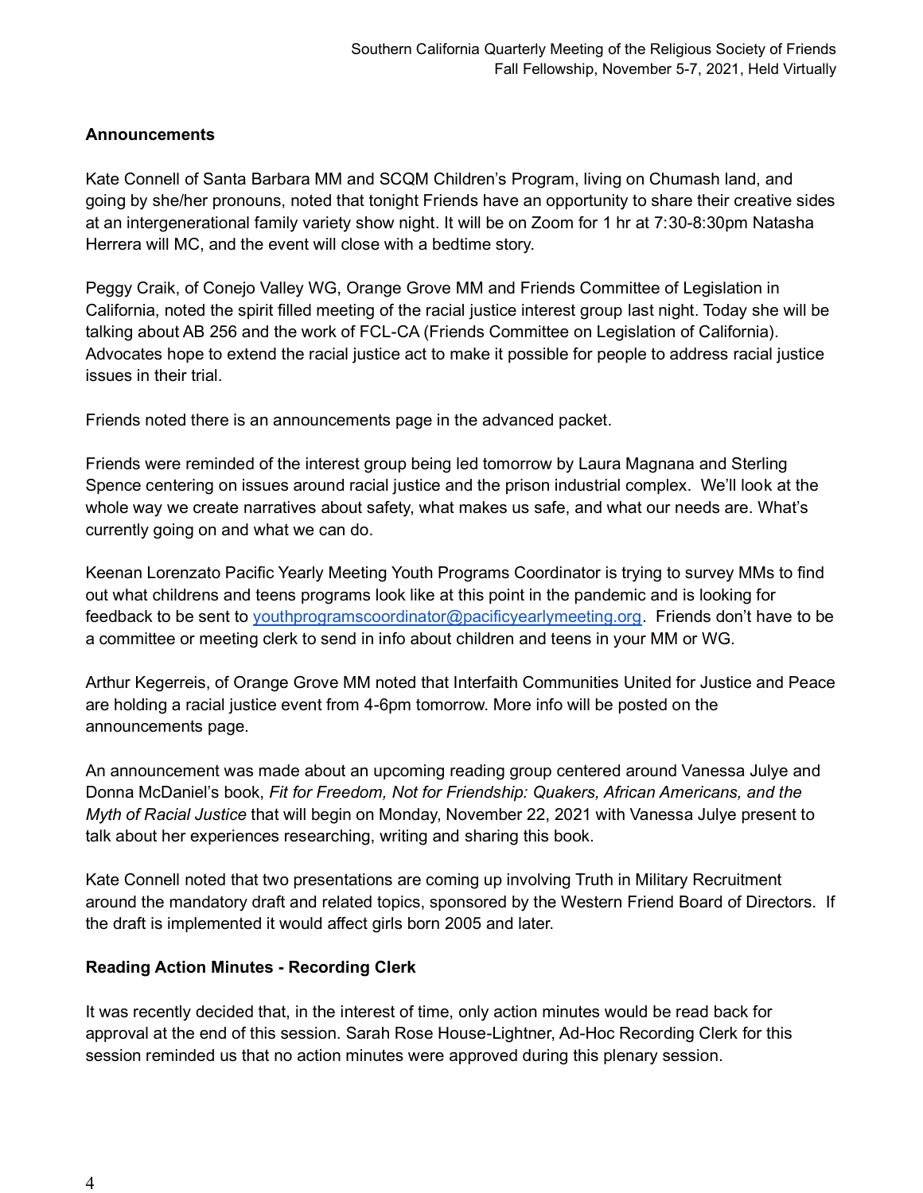**Announcements**

Kate Connell of Santa Barbara MM and SCQM Children's Program, living on Chumash land, and going by she/her pronouns, noted that tonight Friends have an opportunity to share their creative sides at an intergenerational family variety show night. It will be on Zoom for 1 hr at 7:30-8:30pm Natasha Herrera will MC, and the event will close with a bedtime story.

Peggy Craik, of Conejo Valley WG, Orange Grove MM and Friends Committee of Legislation in California, noted the spirit filled meeting of the racial justice interest group last night. Today she will be talking about AB 256 and the work of FCL-CA (Friends Committee on Legislation of California). Advocates hope to extend the racial justice act to make it possible for people to address racial justice issues in their trial.

Friends noted there is an announcements page in the advanced packet.

Friends were reminded of the interest group being led tomorrow by Laura Magnana and Sterling Spence centering on issues around racial justice and the prison industrial complex. We'll look at the whole way we create narratives about safety, what makes us safe, and what our needs are. What's currently going on and what we can do.

Keenan Lorenzato Pacific Yearly Meeting Youth Programs Coordinator is trying to survey MMs to find out what childrens and teens programs look like at this point in the pandemic and is looking for feedback to be sent to youthprogramscoordinator@pacificyearlymeeting.org. Friends don't have to be a committee or meeting clerk to send in info about children and teens in your MM or WG.

Arthur Kegerreis, of Orange Grove MM noted that Interfaith Communities United for Justice and Peace are holding a racial justice event from 4-6pm tomorrow. More info will be posted on the announcements page.

An announcement was made about an upcoming reading group centered around Vanessa Julye and Donna McDaniel's book, *Fit for Freedom, Not for Friendship: Quakers, African Americans, and the Myth of Racial Justice* that will begin on Monday, November 22, 2021 with Vanessa Julye present to talk about her experiences researching, writing and sharing this book.

Kate Connell noted that two presentations are coming up involving Truth in Military Recruitment around the mandatory draft and related topics, sponsored by the Western Friend Board of Directors. If the draft is implemented it would affect girls born 2005 and later.

**Reading Action Minutes - Recording Clerk**

It was recently decided that, in the interest of time, only action minutes would be read back for approval at the end of this session. Sarah Rose House-Lightner, Ad-Hoc Recording Clerk for this session reminded us that no action minutes were approved during this plenary session.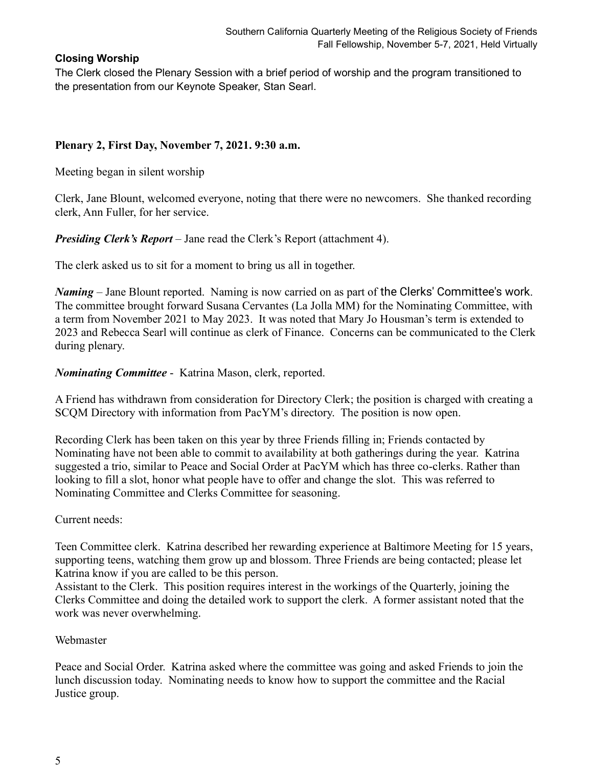### Closing Worship

The Clerk closed the Plenary Session with a brief period of worship and the program transitioned to the presentation from our Keynote Speaker, Stan Searl.

### Plenary 2, First Day, November 7, 2021. 9:30 a.m.

Meeting began in silent worship

Clerk, Jane Blount, welcomed everyone, noting that there were no newcomers. She thanked recording clerk, Ann Fuller, for her service.

***Presiding Clerk's Report*** – Jane read the Clerk's Report (attachment 4).

The clerk asked us to sit for a moment to bring us all in together.

***Naming*** – Jane Blount reported. Naming is now carried on as part of the Clerks' Committee's work. The committee brought forward Susana Cervantes (La Jolla MM) for the Nominating Committee, with a term from November 2021 to May 2023. It was noted that Mary Jo Housman's term is extended to 2023 and Rebecca Searl will continue as clerk of Finance. Concerns can be communicated to the Clerk during plenary.

***Nominating Committee*** - Katrina Mason, clerk, reported.

A Friend has withdrawn from consideration for Directory Clerk; the position is charged with creating a SCQM Directory with information from PacYM's directory. The position is now open.

Recording Clerk has been taken on this year by three Friends filling in; Friends contacted by Nominating have not been able to commit to availability at both gatherings during the year. Katrina suggested a trio, similar to Peace and Social Order at PacYM which has three co-clerks. Rather than looking to fill a slot, honor what people have to offer and change the slot. This was referred to Nominating Committee and Clerks Committee for seasoning.

Current needs:

Teen Committee clerk. Katrina described her rewarding experience at Baltimore Meeting for 15 years, supporting teens, watching them grow up and blossom. Three Friends are being contacted; please let Katrina know if you are called to be this person.

Assistant to the Clerk. This position requires interest in the workings of the Quarterly, joining the Clerks Committee and doing the detailed work to support the clerk. A former assistant noted that the work was never overwhelming.

Webmaster

Peace and Social Order. Katrina asked where the committee was going and asked Friends to join the lunch discussion today. Nominating needs to know how to support the committee and the Racial Justice group.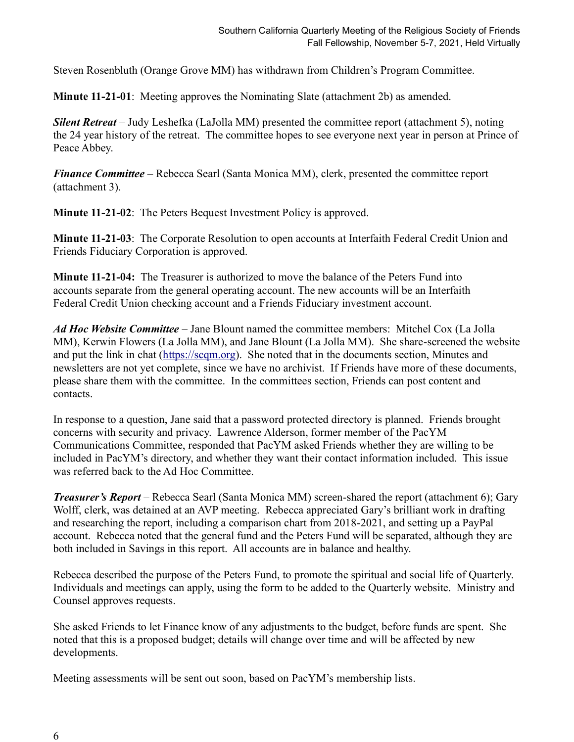Steven Rosenbluth (Orange Grove MM) has withdrawn from Children's Program Committee.

**Minute 11-21-01**: Meeting approves the Nominating Slate (attachment 2b) as amended.

***Silent Retreat*** – Judy Leshefka (LaJolla MM) presented the committee report (attachment 5), noting the 24 year history of the retreat. The committee hopes to see everyone next year in person at Prince of Peace Abbey.

***Finance Committee*** – Rebecca Searl (Santa Monica MM), clerk, presented the committee report (attachment 3).

**Minute 11-21-02**: The Peters Bequest Investment Policy is approved.

**Minute 11-21-03**: The Corporate Resolution to open accounts at Interfaith Federal Credit Union and Friends Fiduciary Corporation is approved.

**Minute 11-21-04:** The Treasurer is authorized to move the balance of the Peters Fund into accounts separate from the general operating account. The new accounts will be an Interfaith Federal Credit Union checking account and a Friends Fiduciary investment account.

***Ad Hoc Website Committee*** – Jane Blount named the committee members: Mitchel Cox (La Jolla MM), Kerwin Flowers (La Jolla MM), and Jane Blount (La Jolla MM). She share-screened the website and put the link in chat (https://scqm.org). She noted that in the documents section, Minutes and newsletters are not yet complete, since we have no archivist. If Friends have more of these documents, please share them with the committee. In the committees section, Friends can post content and contacts.

In response to a question, Jane said that a password protected directory is planned. Friends brought concerns with security and privacy. Lawrence Alderson, former member of the PacYM Communications Committee, responded that PacYM asked Friends whether they are willing to be included in PacYM's directory, and whether they want their contact information included. This issue was referred back to the Ad Hoc Committee.

***Treasurer's Report*** – Rebecca Searl (Santa Monica MM) screen-shared the report (attachment 6); Gary Wolff, clerk, was detained at an AVP meeting. Rebecca appreciated Gary's brilliant work in drafting and researching the report, including a comparison chart from 2018-2021, and setting up a PayPal account. Rebecca noted that the general fund and the Peters Fund will be separated, although they are both included in Savings in this report. All accounts are in balance and healthy.

Rebecca described the purpose of the Peters Fund, to promote the spiritual and social life of Quarterly. Individuals and meetings can apply, using the form to be added to the Quarterly website. Ministry and Counsel approves requests.

She asked Friends to let Finance know of any adjustments to the budget, before funds are spent. She noted that this is a proposed budget; details will change over time and will be affected by new developments.

Meeting assessments will be sent out soon, based on PacYM's membership lists.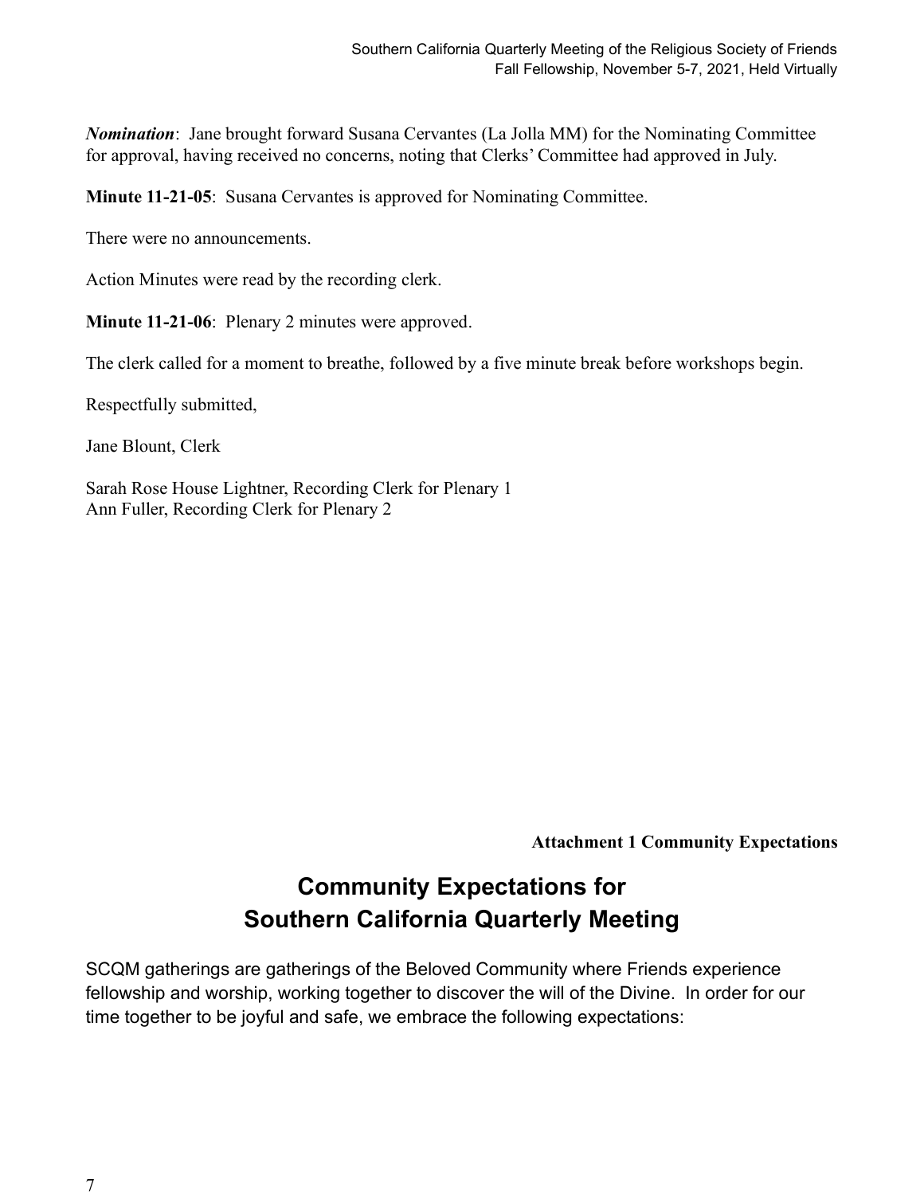***Nomination***: Jane brought forward Susana Cervantes (La Jolla MM) for the Nominating Committee for approval, having received no concerns, noting that Clerks' Committee had approved in July.

**Minute 11-21-05**: Susana Cervantes is approved for Nominating Committee.

There were no announcements.

Action Minutes were read by the recording clerk.

**Minute 11-21-06**: Plenary 2 minutes were approved.

The clerk called for a moment to breathe, followed by a five minute break before workshops begin.

Respectfully submitted,

Jane Blount, Clerk

Sarah Rose House Lightner, Recording Clerk for Plenary 1
Ann Fuller, Recording Clerk for Plenary 2

**Attachment 1 Community Expectations**

# Community Expectations for Southern California Quarterly Meeting

SCQM gatherings are gatherings of the Beloved Community where Friends experience fellowship and worship, working together to discover the will of the Divine. In order for our time together to be joyful and safe, we embrace the following expectations: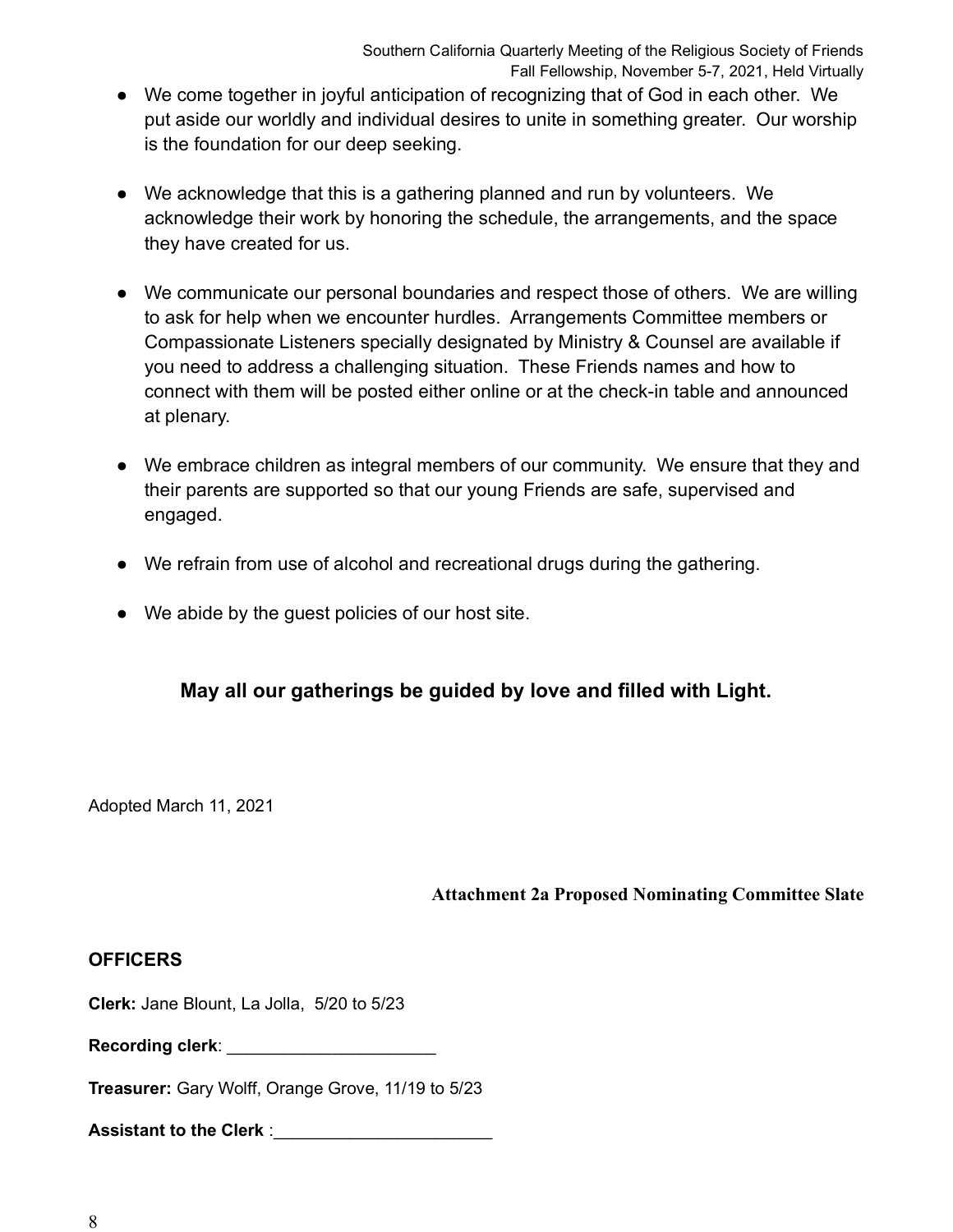- We come together in joyful anticipation of recognizing that of God in each other. We put aside our worldly and individual desires to unite in something greater. Our worship is the foundation for our deep seeking.

- We acknowledge that this is a gathering planned and run by volunteers. We acknowledge their work by honoring the schedule, the arrangements, and the space they have created for us.

- We communicate our personal boundaries and respect those of others. We are willing to ask for help when we encounter hurdles. Arrangements Committee members or Compassionate Listeners specially designated by Ministry & Counsel are available if you need to address a challenging situation. These Friends names and how to connect with them will be posted either online or at the check-in table and announced at plenary.

- We embrace children as integral members of our community. We ensure that they and their parents are supported so that our young Friends are safe, supervised and engaged.

- We refrain from use of alcohol and recreational drugs during the gathering.

- We abide by the guest policies of our host site.

**May all our gatherings be guided by love and filled with Light.**

Adopted March 11, 2021

## Attachment 2a Proposed Nominating Committee Slate

**OFFICERS**

**Clerk:** Jane Blount, La Jolla, 5/20 to 5/23

**Recording clerk**: ______________________

**Treasurer:** Gary Wolff, Orange Grove, 11/19 to 5/23

**Assistant to the Clerk** :______________________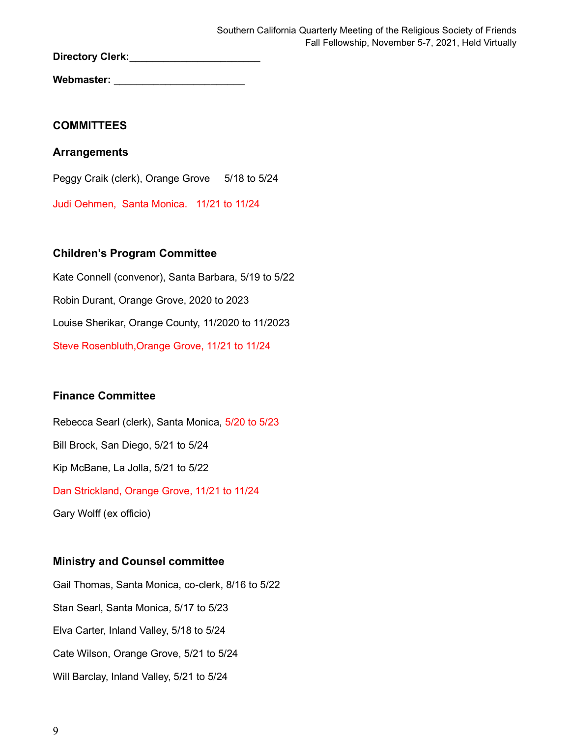**Directory Clerk:**\_\_\_\_\_\_\_\_\_\_\_\_\_\_\_\_\_\_\_\_\_\_\_

**Webmaster:** \_\_\_\_\_\_\_\_\_\_\_\_\_\_\_\_\_\_\_\_\_\_\_

## COMMITTEES

### Arrangements

Peggy Craik (clerk), Orange Grove 5/18 to 5/24

Judi Oehmen, Santa Monica. 11/21 to 11/24

### Children's Program Committee

Kate Connell (convenor), Santa Barbara, 5/19 to 5/22

Robin Durant, Orange Grove, 2020 to 2023

Louise Sherikar, Orange County, 11/2020 to 11/2023

Steve Rosenbluth,Orange Grove, 11/21 to 11/24

### Finance Committee

Rebecca Searl (clerk), Santa Monica, 5/20 to 5/23

Bill Brock, San Diego, 5/21 to 5/24

Kip McBane, La Jolla, 5/21 to 5/22

Dan Strickland, Orange Grove, 11/21 to 11/24

Gary Wolff (ex officio)

### Ministry and Counsel committee

Gail Thomas, Santa Monica, co-clerk, 8/16 to 5/22

Stan Searl, Santa Monica, 5/17 to 5/23

Elva Carter, Inland Valley, 5/18 to 5/24

Cate Wilson, Orange Grove, 5/21 to 5/24

Will Barclay, Inland Valley, 5/21 to 5/24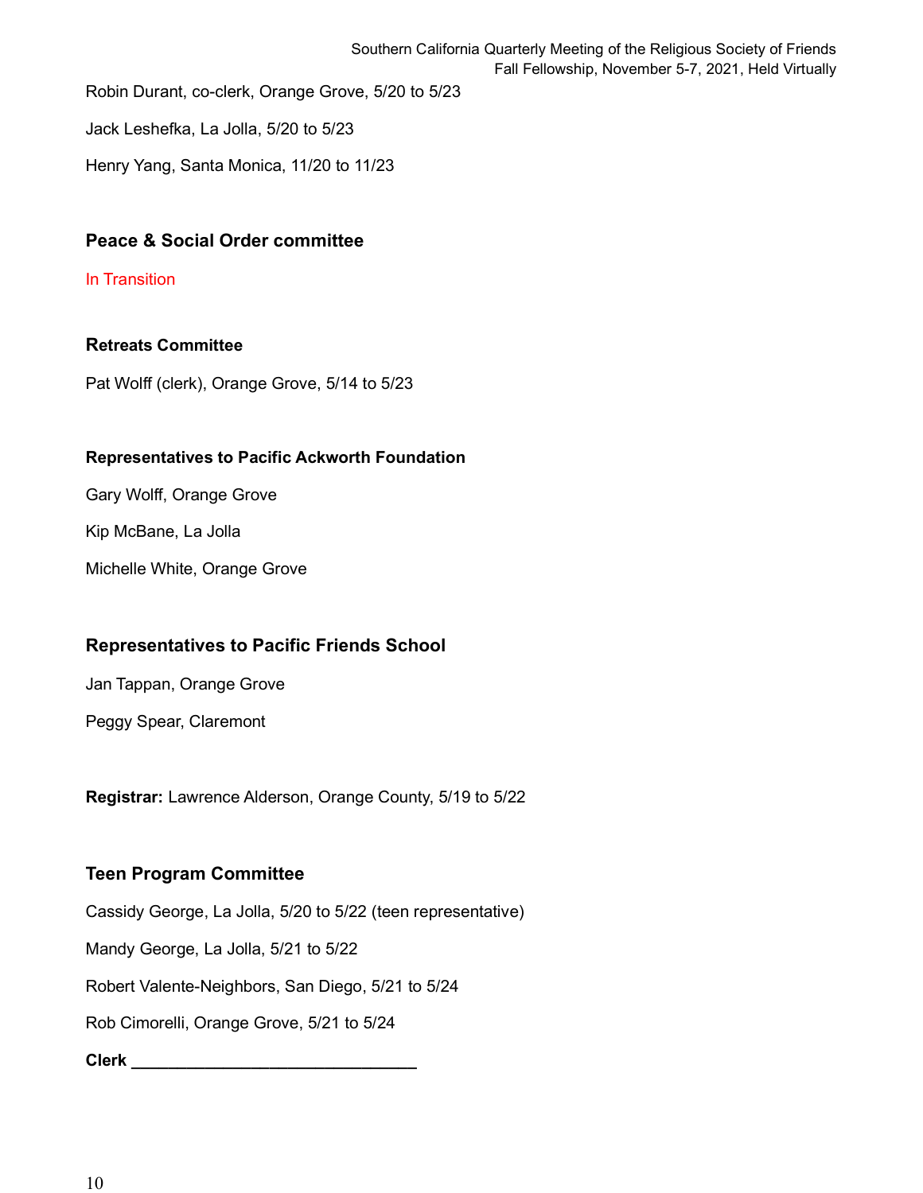Robin Durant, co-clerk, Orange Grove, 5/20 to 5/23

Jack Leshefka, La Jolla, 5/20 to 5/23

Henry Yang, Santa Monica, 11/20 to 11/23

### Peace & Social Order committee

In Transition

### Retreats Committee

Pat Wolff (clerk), Orange Grove, 5/14 to 5/23

### Representatives to Pacific Ackworth Foundation

Gary Wolff, Orange Grove

Kip McBane, La Jolla

Michelle White, Orange Grove

### Representatives to Pacific Friends School

Jan Tappan, Orange Grove

Peggy Spear, Claremont

**Registrar:** Lawrence Alderson, Orange County, 5/19 to 5/22

### Teen Program Committee

Cassidy George, La Jolla, 5/20 to 5/22 (teen representative)

Mandy George, La Jolla, 5/21 to 5/22

Robert Valente-Neighbors, San Diego, 5/21 to 5/24

Rob Cimorelli, Orange Grove, 5/21 to 5/24

**Clerk ______________________________**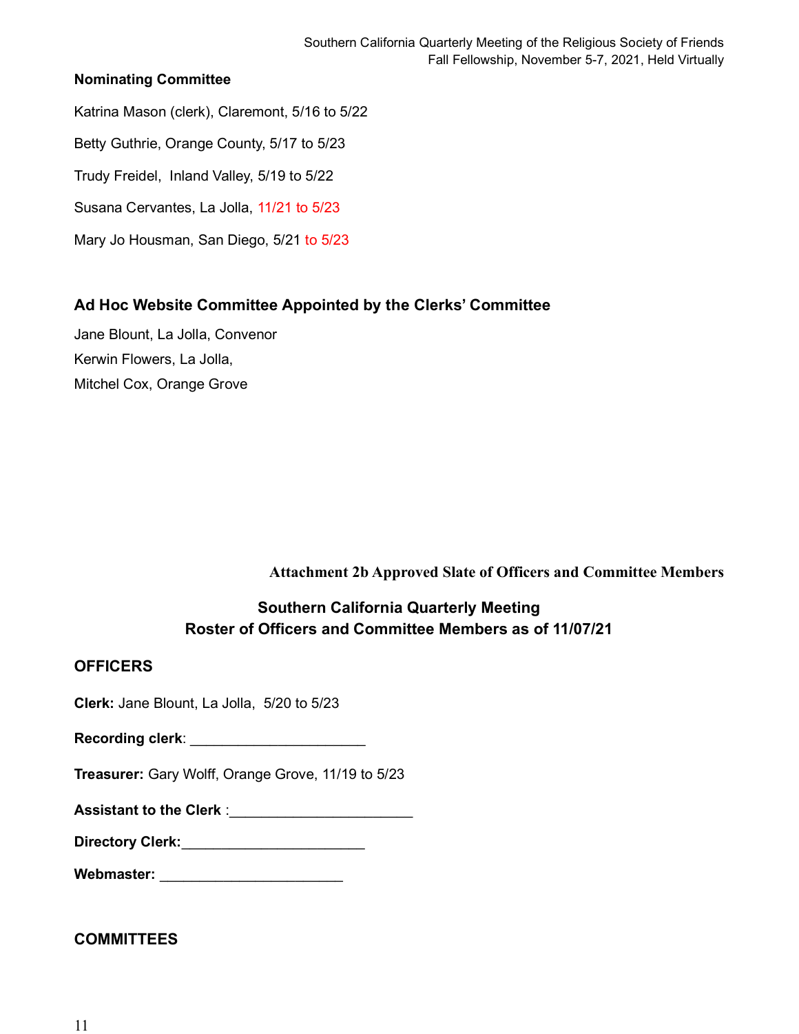### Nominating Committee

Katrina Mason (clerk), Claremont, 5/16 to 5/22

Betty Guthrie, Orange County, 5/17 to 5/23

Trudy Freidel, Inland Valley, 5/19 to 5/22

Susana Cervantes, La Jolla, 11/21 to 5/23

Mary Jo Housman, San Diego, 5/21 to 5/23

### Ad Hoc Website Committee Appointed by the Clerks' Committee

Jane Blount, La Jolla, Convenor
Kerwin Flowers, La Jolla,
Mitchel Cox, Orange Grove

**Attachment 2b Approved Slate of Officers and Committee Members**

## Southern California Quarterly Meeting
## Roster of Officers and Committee Members as of 11/07/21

### OFFICERS

**Clerk:** Jane Blount, La Jolla, 5/20 to 5/23

**Recording clerk**: ______________________

**Treasurer:** Gary Wolff, Orange Grove, 11/19 to 5/23

**Assistant to the Clerk** :______________________

**Directory Clerk:**______________________

**Webmaster:** ______________________

### COMMITTEES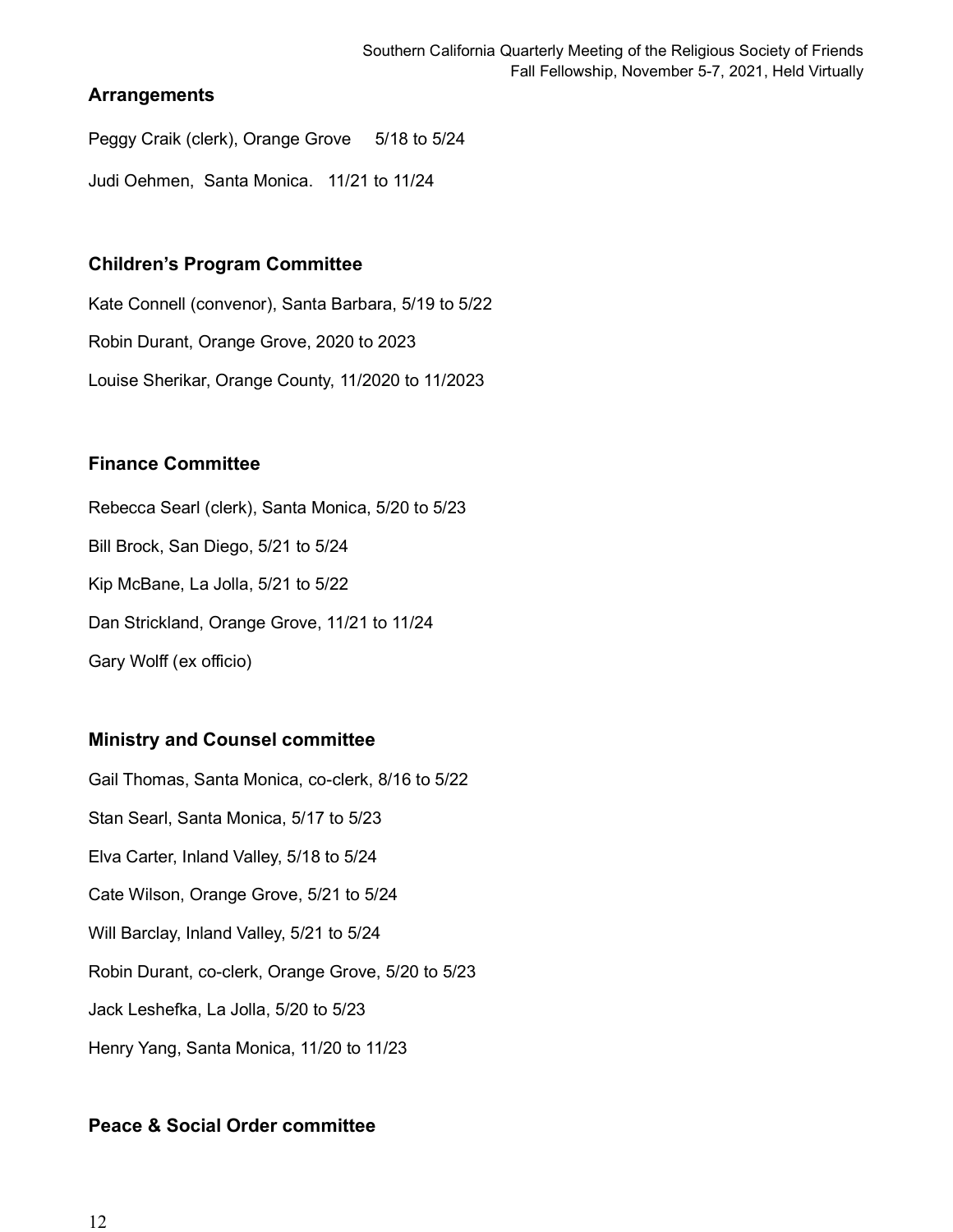### Arrangements

Peggy Craik (clerk), Orange Grove 5/18 to 5/24

Judi Oehmen, Santa Monica. 11/21 to 11/24

### Children's Program Committee

Kate Connell (convenor), Santa Barbara, 5/19 to 5/22

Robin Durant, Orange Grove, 2020 to 2023

Louise Sherikar, Orange County, 11/2020 to 11/2023

### Finance Committee

Rebecca Searl (clerk), Santa Monica, 5/20 to 5/23

Bill Brock, San Diego, 5/21 to 5/24

Kip McBane, La Jolla, 5/21 to 5/22

Dan Strickland, Orange Grove, 11/21 to 11/24

Gary Wolff (ex officio)

### Ministry and Counsel committee

Gail Thomas, Santa Monica, co-clerk, 8/16 to 5/22

Stan Searl, Santa Monica, 5/17 to 5/23

Elva Carter, Inland Valley, 5/18 to 5/24

Cate Wilson, Orange Grove, 5/21 to 5/24

Will Barclay, Inland Valley, 5/21 to 5/24

Robin Durant, co-clerk, Orange Grove, 5/20 to 5/23

Jack Leshefka, La Jolla, 5/20 to 5/23

Henry Yang, Santa Monica, 11/20 to 11/23

### Peace & Social Order committee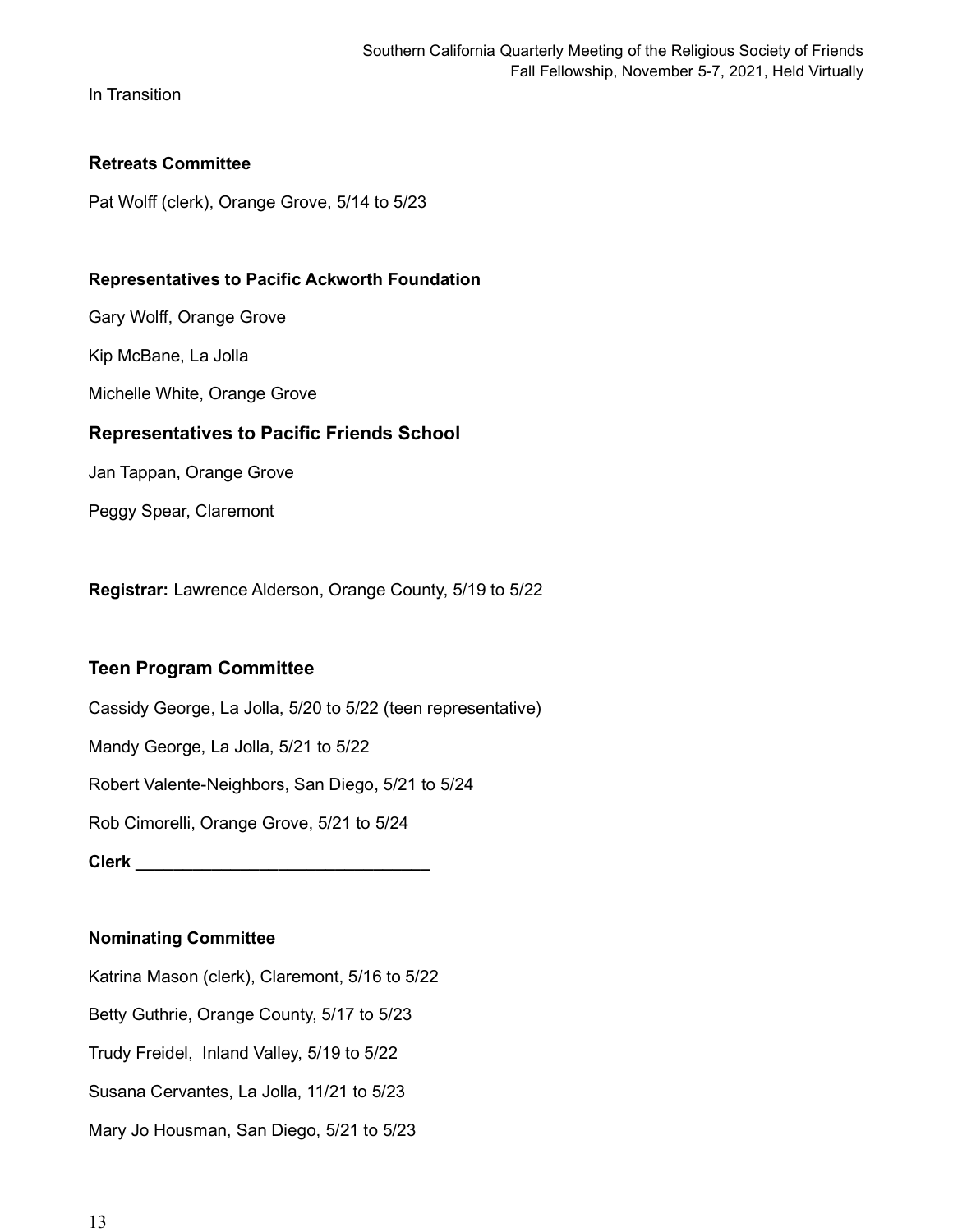In Transition

**Retreats Committee**

Pat Wolff (clerk), Orange Grove, 5/14 to 5/23

**Representatives to Pacific Ackworth Foundation**

Gary Wolff, Orange Grove

Kip McBane, La Jolla

Michelle White, Orange Grove

## Representatives to Pacific Friends School

Jan Tappan, Orange Grove

Peggy Spear, Claremont

**Registrar:** Lawrence Alderson, Orange County, 5/19 to 5/22

## Teen Program Committee

Cassidy George, La Jolla, 5/20 to 5/22 (teen representative)

Mandy George, La Jolla, 5/21 to 5/22

Robert Valente-Neighbors, San Diego, 5/21 to 5/24

Rob Cimorelli, Orange Grove, 5/21 to 5/24

**Clerk ______________________________**

**Nominating Committee**

Katrina Mason (clerk), Claremont, 5/16 to 5/22

Betty Guthrie, Orange County, 5/17 to 5/23

Trudy Freidel, Inland Valley, 5/19 to 5/22

Susana Cervantes, La Jolla, 11/21 to 5/23

Mary Jo Housman, San Diego, 5/21 to 5/23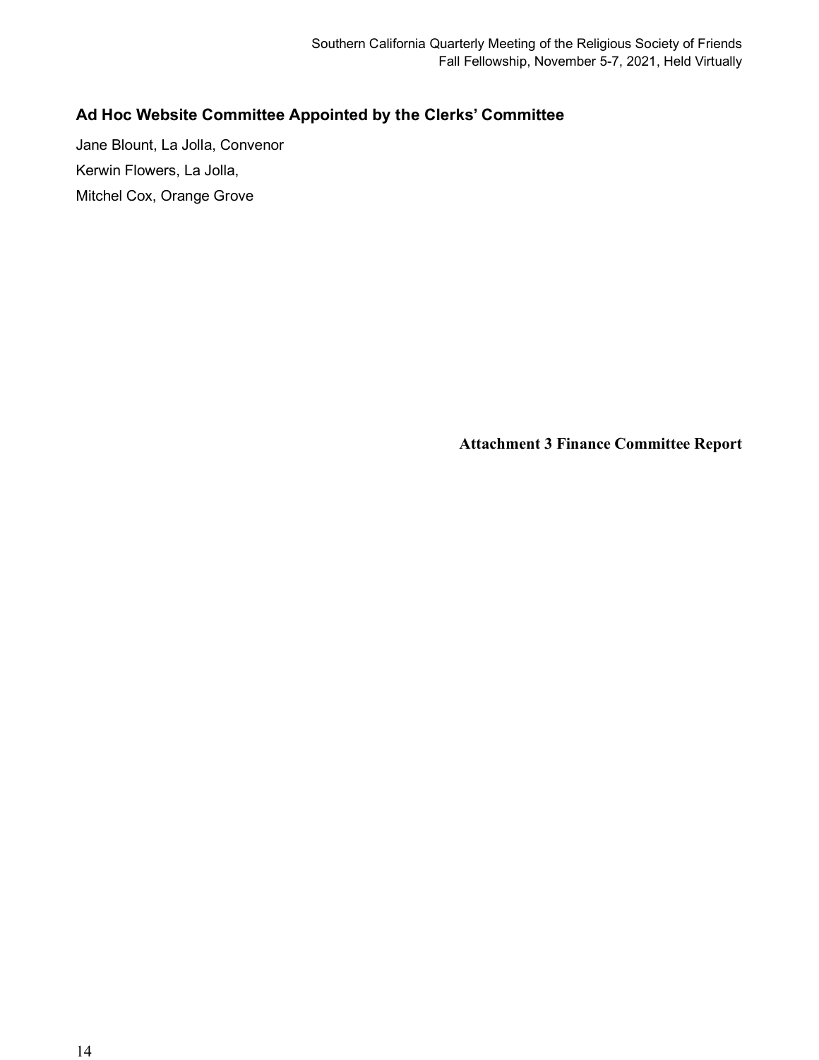### Ad Hoc Website Committee Appointed by the Clerks' Committee

Jane Blount, La Jolla, Convenor

Kerwin Flowers, La Jolla,

Mitchel Cox, Orange Grove

**Attachment 3 Finance Committee Report**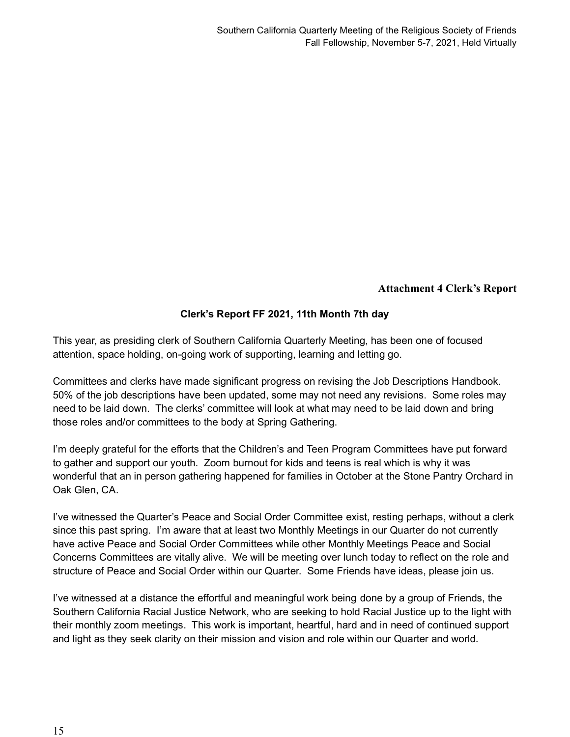**Attachment 4 Clerk's Report**

## Clerk's Report FF 2021, 11th Month 7th day

This year, as presiding clerk of Southern California Quarterly Meeting, has been one of focused attention, space holding, on-going work of supporting, learning and letting go.

Committees and clerks have made significant progress on revising the Job Descriptions Handbook. 50% of the job descriptions have been updated, some may not need any revisions. Some roles may need to be laid down. The clerks' committee will look at what may need to be laid down and bring those roles and/or committees to the body at Spring Gathering.

I'm deeply grateful for the efforts that the Children's and Teen Program Committees have put forward to gather and support our youth. Zoom burnout for kids and teens is real which is why it was wonderful that an in person gathering happened for families in October at the Stone Pantry Orchard in Oak Glen, CA.

I've witnessed the Quarter's Peace and Social Order Committee exist, resting perhaps, without a clerk since this past spring. I'm aware that at least two Monthly Meetings in our Quarter do not currently have active Peace and Social Order Committees while other Monthly Meetings Peace and Social Concerns Committees are vitally alive. We will be meeting over lunch today to reflect on the role and structure of Peace and Social Order within our Quarter. Some Friends have ideas, please join us.

I've witnessed at a distance the effortful and meaningful work being done by a group of Friends, the Southern California Racial Justice Network, who are seeking to hold Racial Justice up to the light with their monthly zoom meetings. This work is important, heartful, hard and in need of continued support and light as they seek clarity on their mission and vision and role within our Quarter and world.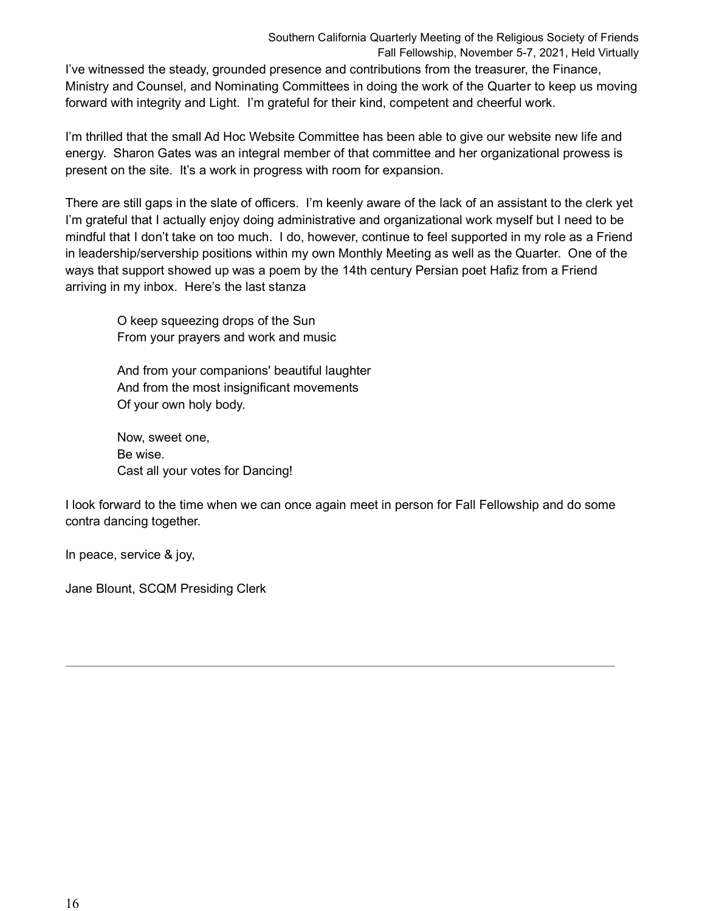I've witnessed the steady, grounded presence and contributions from the treasurer, the Finance, Ministry and Counsel, and Nominating Committees in doing the work of the Quarter to keep us moving forward with integrity and Light. I'm grateful for their kind, competent and cheerful work.

I'm thrilled that the small Ad Hoc Website Committee has been able to give our website new life and energy. Sharon Gates was an integral member of that committee and her organizational prowess is present on the site. It's a work in progress with room for expansion.

There are still gaps in the slate of officers. I'm keenly aware of the lack of an assistant to the clerk yet I'm grateful that I actually enjoy doing administrative and organizational work myself but I need to be mindful that I don't take on too much. I do, however, continue to feel supported in my role as a Friend in leadership/servership positions within my own Monthly Meeting as well as the Quarter. One of the ways that support showed up was a poem by the 14th century Persian poet Hafiz from a Friend arriving in my inbox. Here's the last stanza

> O keep squeezing drops of the Sun
> From your prayers and work and music
>
> And from your companions' beautiful laughter
> And from the most insignificant movements
> Of your own holy body.
>
> Now, sweet one,
> Be wise.
> Cast all your votes for Dancing!

I look forward to the time when we can once again meet in person for Fall Fellowship and do some contra dancing together.

In peace, service & joy,

Jane Blount, SCQM Presiding Clerk

---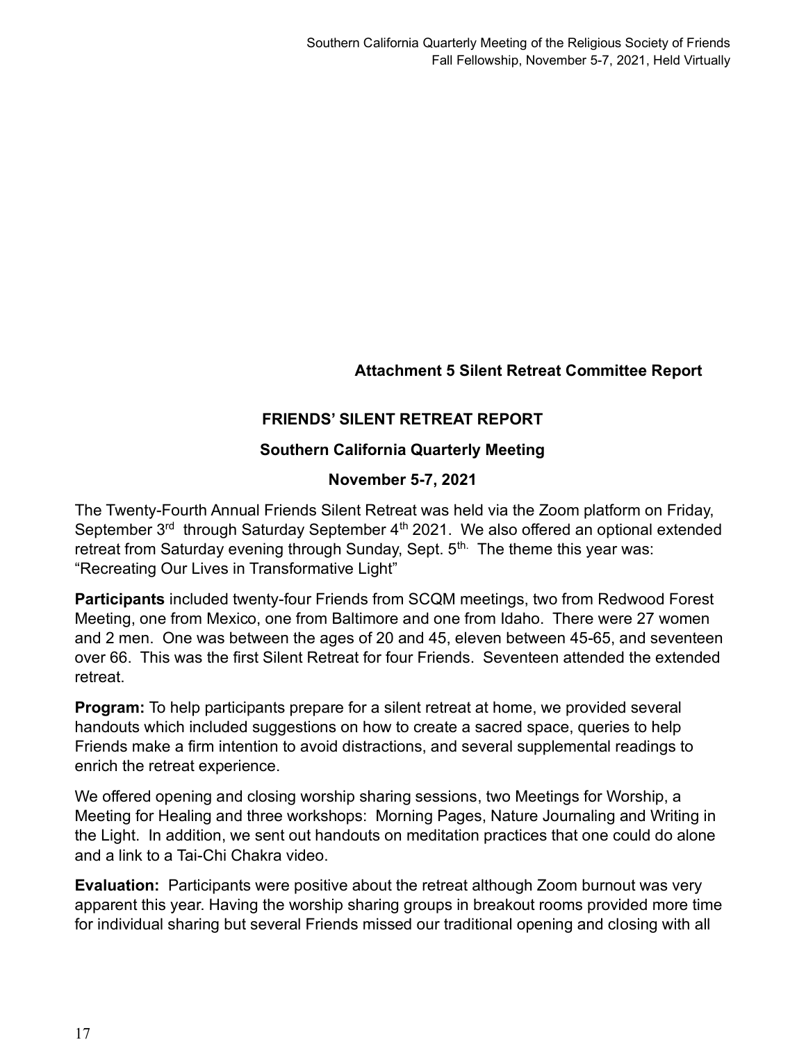**Attachment 5 Silent Retreat Committee Report**

## FRIENDS' SILENT RETREAT REPORT

### Southern California Quarterly Meeting

### November 5-7, 2021

The Twenty-Fourth Annual Friends Silent Retreat was held via the Zoom platform on Friday, September 3rd through Saturday September 4th 2021. We also offered an optional extended retreat from Saturday evening through Sunday, Sept. 5th. The theme this year was: "Recreating Our Lives in Transformative Light"

**Participants** included twenty-four Friends from SCQM meetings, two from Redwood Forest Meeting, one from Mexico, one from Baltimore and one from Idaho. There were 27 women and 2 men. One was between the ages of 20 and 45, eleven between 45-65, and seventeen over 66. This was the first Silent Retreat for four Friends. Seventeen attended the extended retreat.

**Program:** To help participants prepare for a silent retreat at home, we provided several handouts which included suggestions on how to create a sacred space, queries to help Friends make a firm intention to avoid distractions, and several supplemental readings to enrich the retreat experience.

We offered opening and closing worship sharing sessions, two Meetings for Worship, a Meeting for Healing and three workshops: Morning Pages, Nature Journaling and Writing in the Light. In addition, we sent out handouts on meditation practices that one could do alone and a link to a Tai-Chi Chakra video.

**Evaluation:** Participants were positive about the retreat although Zoom burnout was very apparent this year. Having the worship sharing groups in breakout rooms provided more time for individual sharing but several Friends missed our traditional opening and closing with all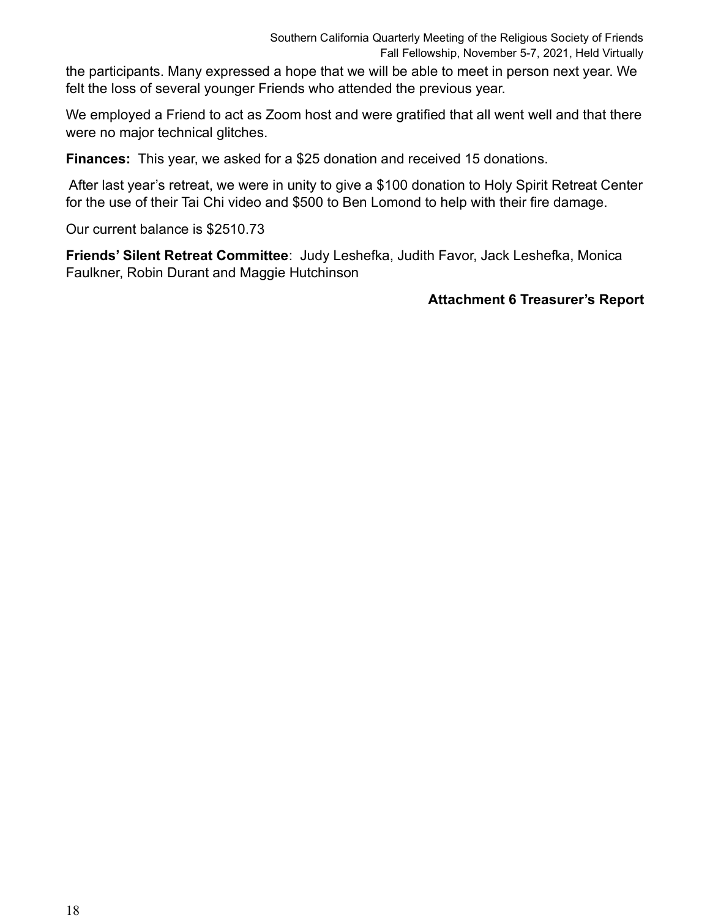the participants. Many expressed a hope that we will be able to meet in person next year. We felt the loss of several younger Friends who attended the previous year.

We employed a Friend to act as Zoom host and were gratified that all went well and that there were no major technical glitches.

**Finances:** This year, we asked for a $25 donation and received 15 donations.

After last year's retreat, we were in unity to give a $100 donation to Holy Spirit Retreat Center for the use of their Tai Chi video and $500 to Ben Lomond to help with their fire damage.

Our current balance is $2510.73

**Friends' Silent Retreat Committee**: Judy Leshefka, Judith Favor, Jack Leshefka, Monica Faulkner, Robin Durant and Maggie Hutchinson

**Attachment 6 Treasurer's Report**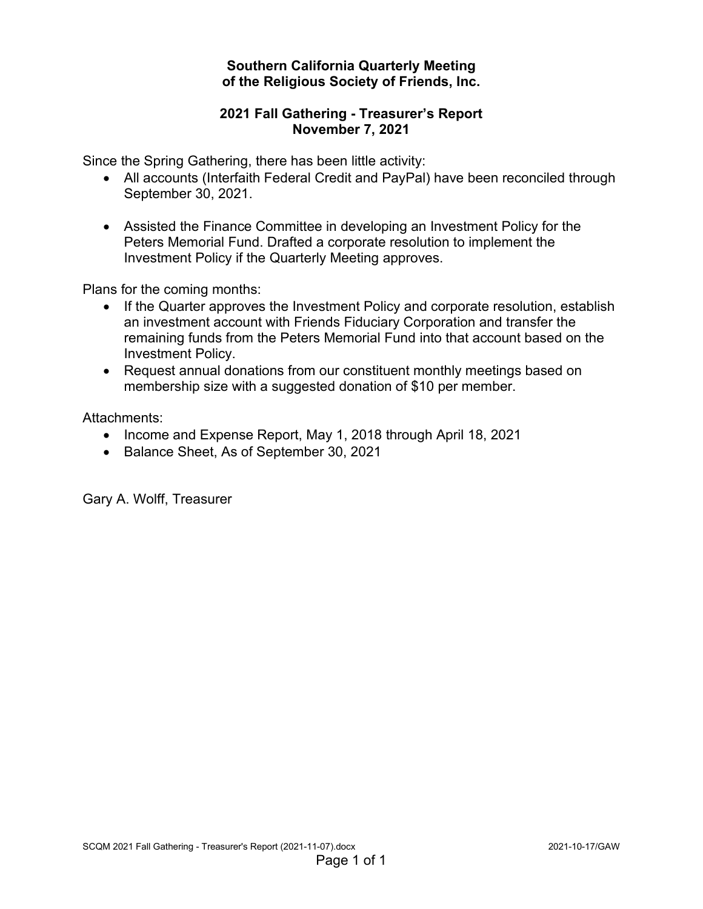**Southern California Quarterly Meeting**
**of the Religious Society of Friends, Inc.**

**2021 Fall Gathering - Treasurer's Report**
**November 7, 2021**

Since the Spring Gathering, there has been little activity:

- All accounts (Interfaith Federal Credit and PayPal) have been reconciled through September 30, 2021.
- Assisted the Finance Committee in developing an Investment Policy for the Peters Memorial Fund. Drafted a corporate resolution to implement the Investment Policy if the Quarterly Meeting approves.

Plans for the coming months:

- If the Quarter approves the Investment Policy and corporate resolution, establish an investment account with Friends Fiduciary Corporation and transfer the remaining funds from the Peters Memorial Fund into that account based on the Investment Policy.
- Request annual donations from our constituent monthly meetings based on membership size with a suggested donation of $10 per member.

Attachments:

- Income and Expense Report, May 1, 2018 through April 18, 2021
- Balance Sheet, As of September 30, 2021

Gary A. Wolff, Treasurer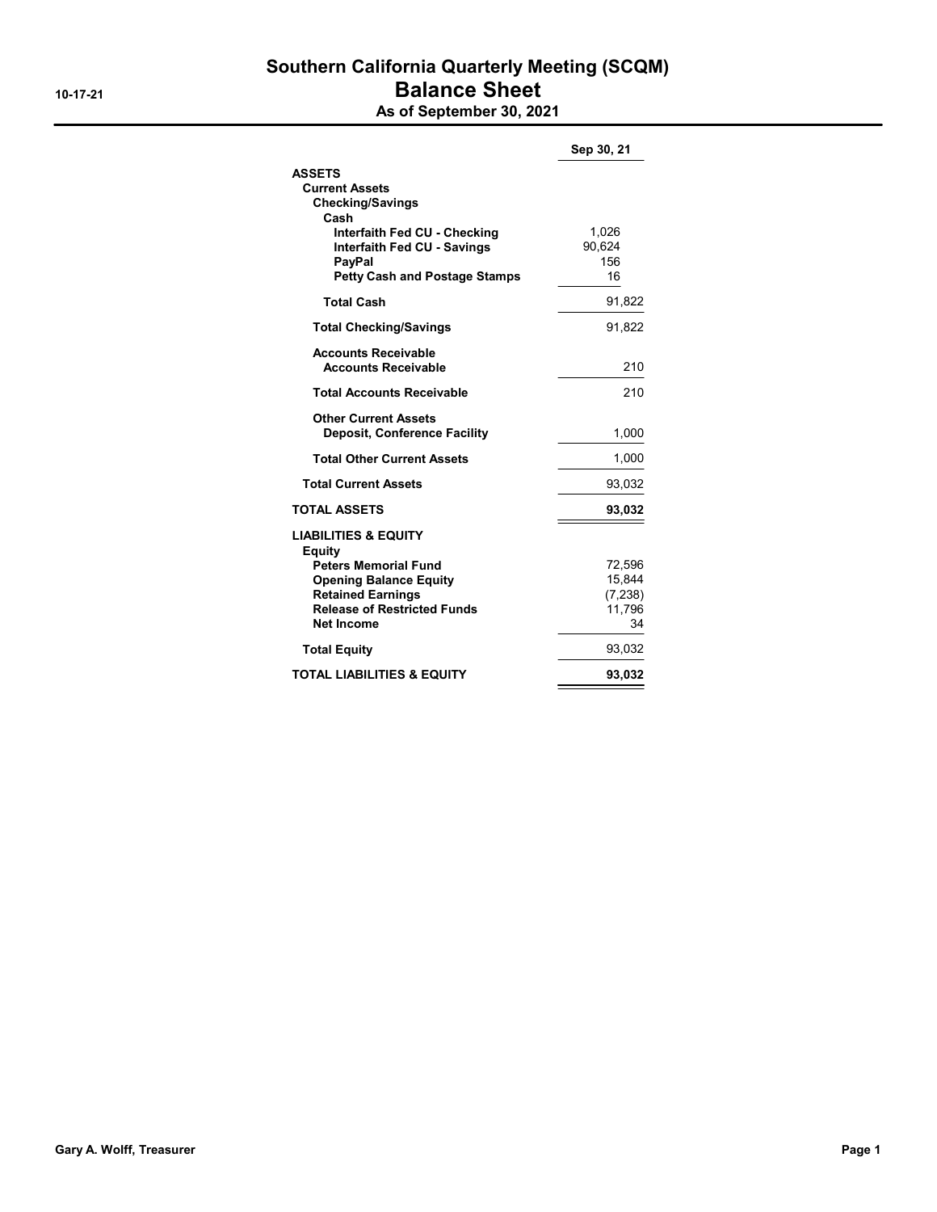# Southern California Quarterly Meeting (SCQM)

## Balance Sheet

### As of September 30, 2021

10-17-21

| | Sep 30, 21 |
|---|---|
| **ASSETS** | |
| **Current Assets** | |
| **Checking/Savings** | |
| **Cash** | |
| **Interfaith Fed CU - Checking** | 1,026 |
| **Interfaith Fed CU - Savings** | 90,624 |
| **PayPal** | 156 |
| **Petty Cash and Postage Stamps** | 16 |
| **Total Cash** | 91,822 |
| **Total Checking/Savings** | 91,822 |
| **Accounts Receivable** | |
| **Accounts Receivable** | 210 |
| **Total Accounts Receivable** | 210 |
| **Other Current Assets** | |
| **Deposit, Conference Facility** | 1,000 |
| **Total Other Current Assets** | 1,000 |
| **Total Current Assets** | 93,032 |
| **TOTAL ASSETS** | **93,032** |
| **LIABILITIES & EQUITY** | |
| **Equity** | |
| **Peters Memorial Fund** | 72,596 |
| **Opening Balance Equity** | 15,844 |
| **Retained Earnings** | (7,238) |
| **Release of Restricted Funds** | 11,796 |
| **Net Income** | 34 |
| **Total Equity** | 93,032 |
| **TOTAL LIABILITIES & EQUITY** | **93,032** |

Gary A. Wolff, Treasurer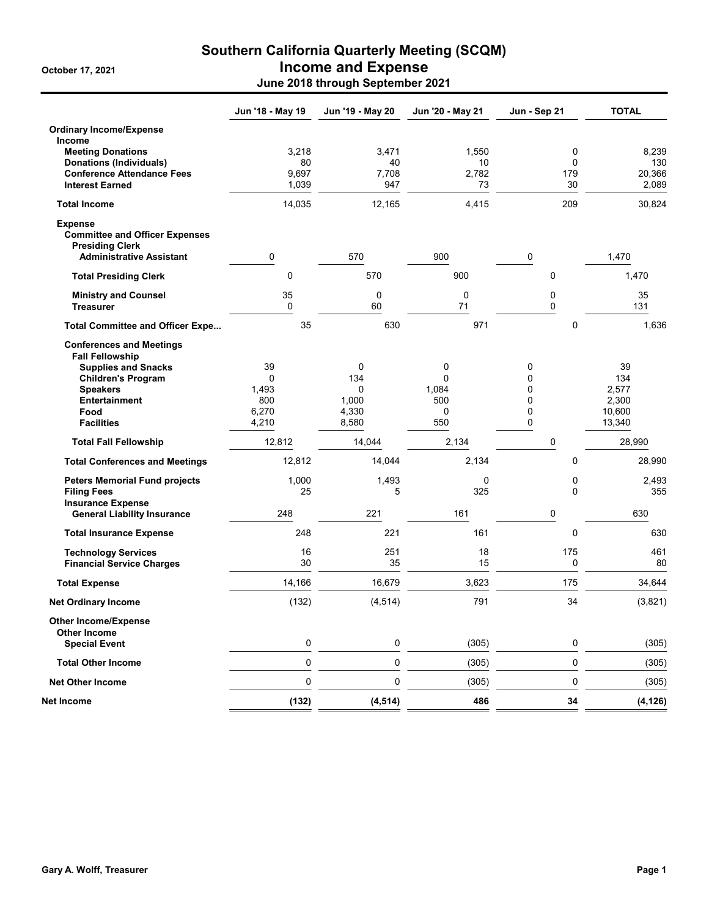# Southern California Quarterly Meeting (SCQM)

## Income and Expense

### June 2018 through September 2021

October 17, 2021

| | Jun '18 - May 19 | Jun '19 - May 20 | Jun '20 - May 21 | Jun - Sep 21 | TOTAL |
|---|---|---|---|---|---|
| **Ordinary Income/Expense** | | | | | |
| **Income** | | | | | |
| **Meeting Donations** | 3,218 | 3,471 | 1,550 | 0 | 8,239 |
| **Donations (Individuals)** | 80 | 40 | 10 | 0 | 130 |
| **Conference Attendance Fees** | 9,697 | 7,708 | 2,782 | 179 | 20,366 |
| **Interest Earned** | 1,039 | 947 | 73 | 30 | 2,089 |
| **Total Income** | 14,035 | 12,165 | 4,415 | 209 | 30,824 |
| **Expense** | | | | | |
| **Committee and Officer Expenses** | | | | | |
| **Presiding Clerk** | | | | | |
| **Administrative Assistant** | 0 | 570 | 900 | 0 | 1,470 |
| **Total Presiding Clerk** | 0 | 570 | 900 | 0 | 1,470 |
| **Ministry and Counsel** | 35 | 0 | 0 | 0 | 35 |
| **Treasurer** | 0 | 60 | 71 | 0 | 131 |
| **Total Committee and Officer Expe...** | 35 | 630 | 971 | 0 | 1,636 |
| **Conferences and Meetings** | | | | | |
| **Fall Fellowship** | | | | | |
| **Supplies and Snacks** | 39 | 0 | 0 | 0 | 39 |
| **Children's Program** | 0 | 134 | 0 | 0 | 134 |
| **Speakers** | 1,493 | 0 | 1,084 | 0 | 2,577 |
| **Entertainment** | 800 | 1,000 | 500 | 0 | 2,300 |
| **Food** | 6,270 | 4,330 | 0 | 0 | 10,600 |
| **Facilities** | 4,210 | 8,580 | 550 | 0 | 13,340 |
| **Total Fall Fellowship** | 12,812 | 14,044 | 2,134 | 0 | 28,990 |
| **Total Conferences and Meetings** | 12,812 | 14,044 | 2,134 | 0 | 28,990 |
| **Peters Memorial Fund projects** | 1,000 | 1,493 | 0 | 0 | 2,493 |
| **Filing Fees** | 25 | 5 | 325 | 0 | 355 |
| **Insurance Expense** | | | | | |
| **General Liability Insurance** | 248 | 221 | 161 | 0 | 630 |
| **Total Insurance Expense** | 248 | 221 | 161 | 0 | 630 |
| **Technology Services** | 16 | 251 | 18 | 175 | 461 |
| **Financial Service Charges** | 30 | 35 | 15 | 0 | 80 |
| **Total Expense** | 14,166 | 16,679 | 3,623 | 175 | 34,644 |
| **Net Ordinary Income** | (132) | (4,514) | 791 | 34 | (3,821) |
| **Other Income/Expense** | | | | | |
| **Other Income** | | | | | |
| **Special Event** | 0 | 0 | (305) | 0 | (305) |
| **Total Other Income** | 0 | 0 | (305) | 0 | (305) |
| **Net Other Income** | 0 | 0 | (305) | 0 | (305) |
| **Net Income** | **(132)** | **(4,514)** | **486** | **34** | **(4,126)** |

Gary A. Wolff, Treasurer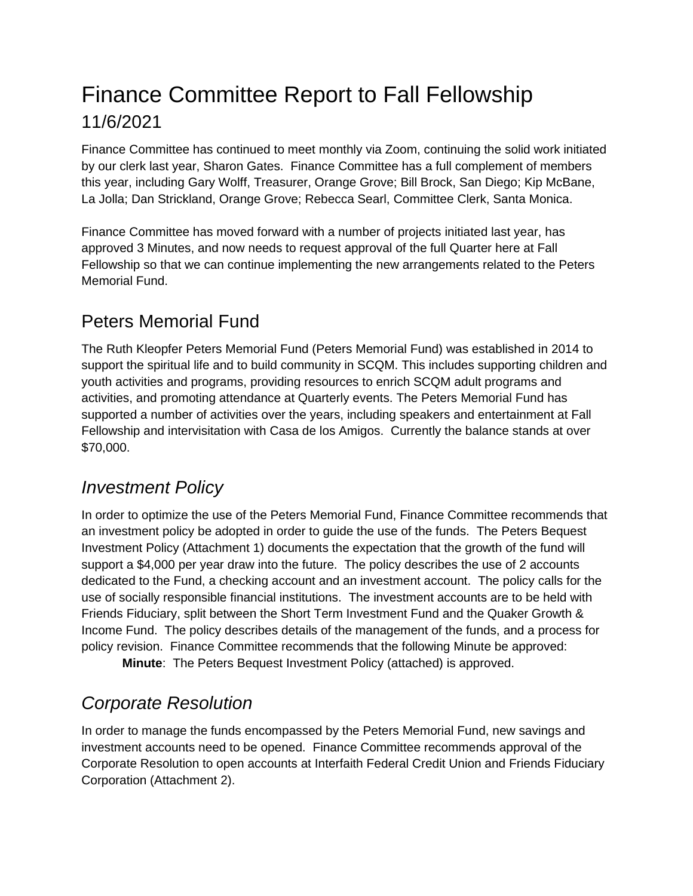# Finance Committee Report to Fall Fellowship

## 11/6/2021

Finance Committee has continued to meet monthly via Zoom, continuing the solid work initiated by our clerk last year, Sharon Gates. Finance Committee has a full complement of members this year, including Gary Wolff, Treasurer, Orange Grove; Bill Brock, San Diego; Kip McBane, La Jolla; Dan Strickland, Orange Grove; Rebecca Searl, Committee Clerk, Santa Monica.

Finance Committee has moved forward with a number of projects initiated last year, has approved 3 Minutes, and now needs to request approval of the full Quarter here at Fall Fellowship so that we can continue implementing the new arrangements related to the Peters Memorial Fund.

## Peters Memorial Fund

The Ruth Kleopfer Peters Memorial Fund (Peters Memorial Fund) was established in 2014 to support the spiritual life and to build community in SCQM. This includes supporting children and youth activities and programs, providing resources to enrich SCQM adult programs and activities, and promoting attendance at Quarterly events. The Peters Memorial Fund has supported a number of activities over the years, including speakers and entertainment at Fall Fellowship and intervisitation with Casa de los Amigos. Currently the balance stands at over $70,000.

## *Investment Policy*

In order to optimize the use of the Peters Memorial Fund, Finance Committee recommends that an investment policy be adopted in order to guide the use of the funds. The Peters Bequest Investment Policy (Attachment 1) documents the expectation that the growth of the fund will support a $4,000 per year draw into the future. The policy describes the use of 2 accounts dedicated to the Fund, a checking account and an investment account. The policy calls for the use of socially responsible financial institutions. The investment accounts are to be held with Friends Fiduciary, split between the Short Term Investment Fund and the Quaker Growth & Income Fund. The policy describes details of the management of the funds, and a process for policy revision. Finance Committee recommends that the following Minute be approved:

> **Minute**: The Peters Bequest Investment Policy (attached) is approved.

## *Corporate Resolution*

In order to manage the funds encompassed by the Peters Memorial Fund, new savings and investment accounts need to be opened. Finance Committee recommends approval of the Corporate Resolution to open accounts at Interfaith Federal Credit Union and Friends Fiduciary Corporation (Attachment 2).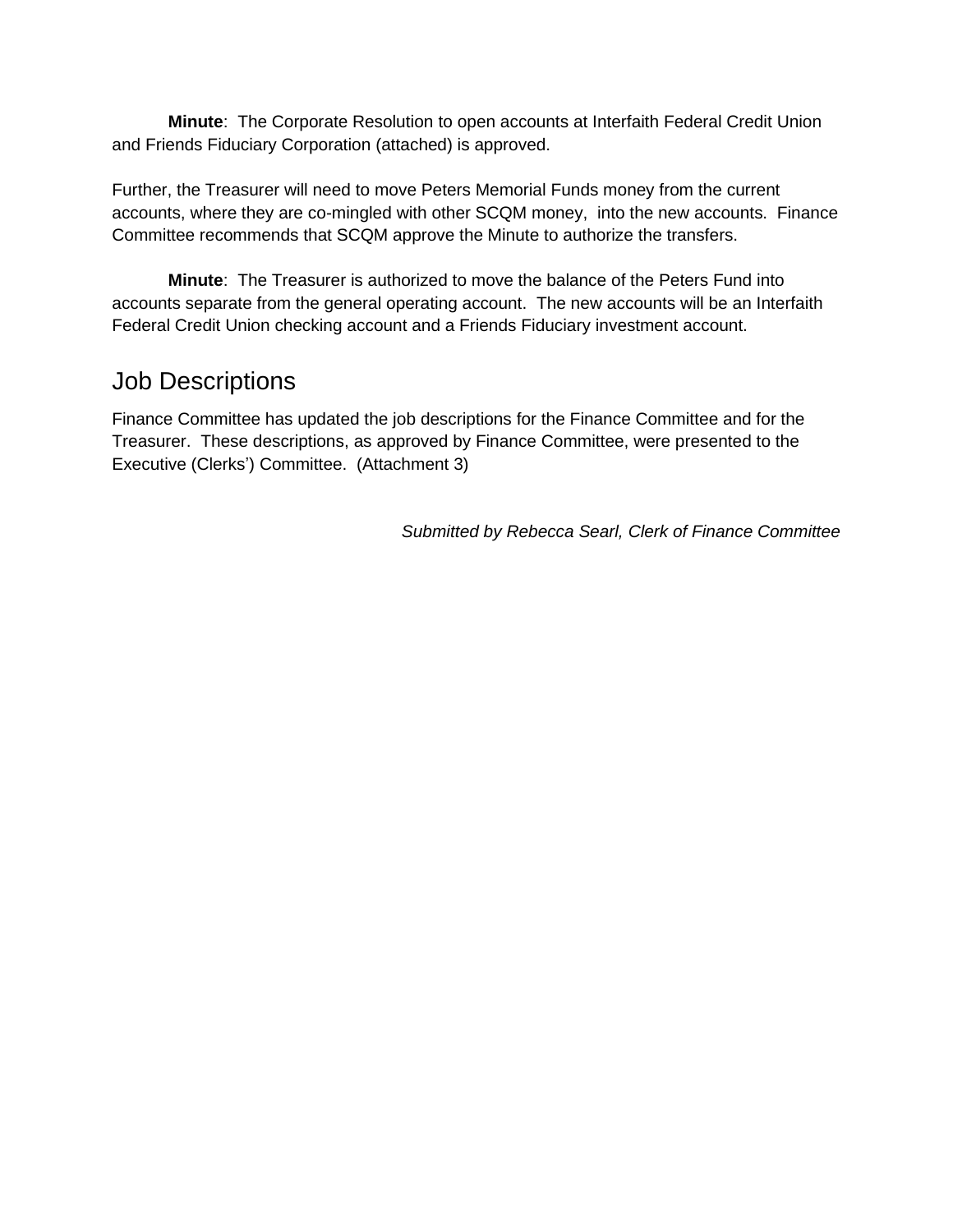**Minute**: The Corporate Resolution to open accounts at Interfaith Federal Credit Union and Friends Fiduciary Corporation (attached) is approved.

Further, the Treasurer will need to move Peters Memorial Funds money from the current accounts, where they are co-mingled with other SCQM money, into the new accounts. Finance Committee recommends that SCQM approve the Minute to authorize the transfers.

**Minute**: The Treasurer is authorized to move the balance of the Peters Fund into accounts separate from the general operating account. The new accounts will be an Interfaith Federal Credit Union checking account and a Friends Fiduciary investment account.

## Job Descriptions

Finance Committee has updated the job descriptions for the Finance Committee and for the Treasurer. These descriptions, as approved by Finance Committee, were presented to the Executive (Clerks') Committee. (Attachment 3)

*Submitted by Rebecca Searl, Clerk of Finance Committee*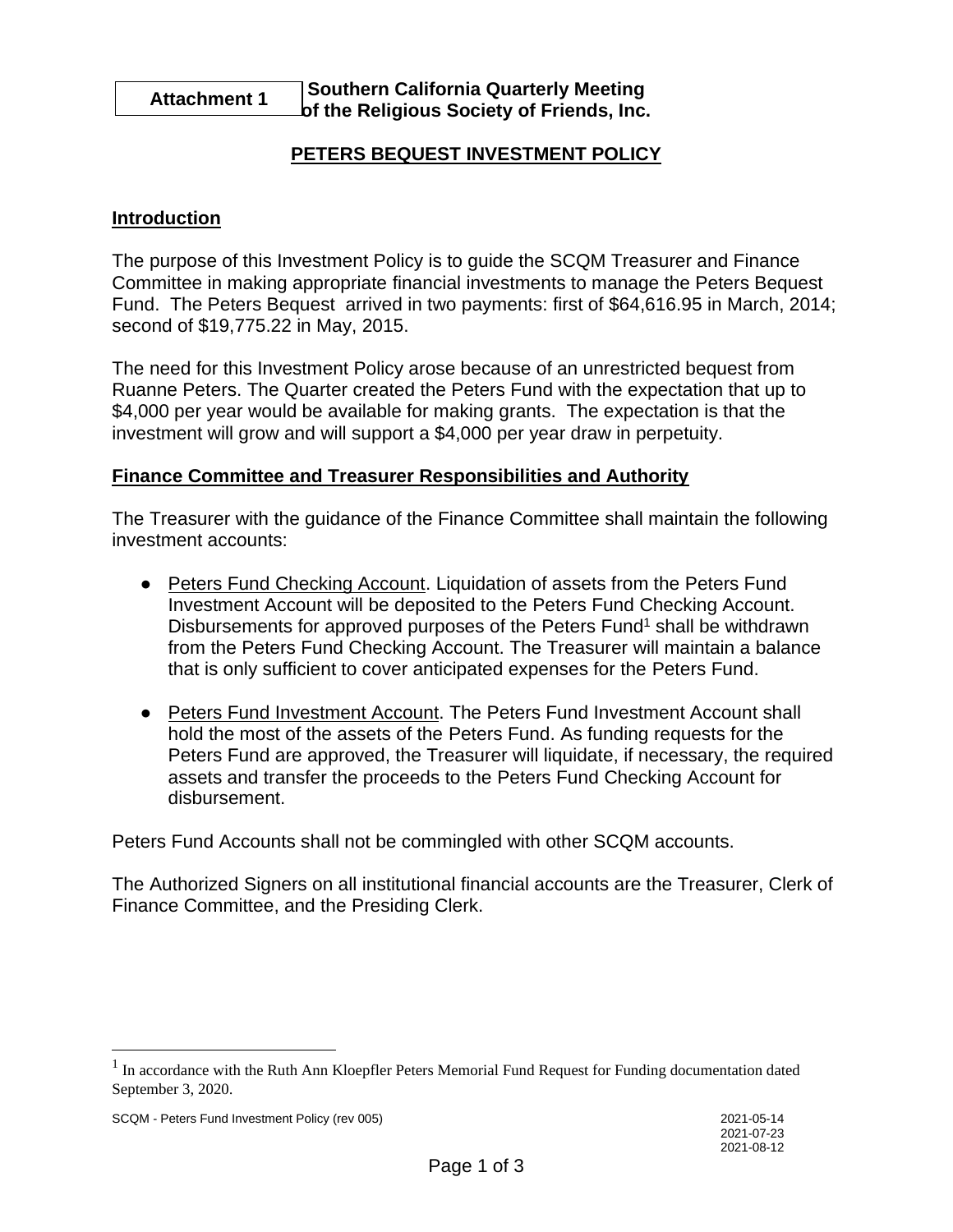Attachment 1

**Southern California Quarterly Meeting of the Religious Society of Friends, Inc.**

## PETERS BEQUEST INVESTMENT POLICY

### Introduction

The purpose of this Investment Policy is to guide the SCQM Treasurer and Finance Committee in making appropriate financial investments to manage the Peters Bequest Fund. The Peters Bequest arrived in two payments: first of $64,616.95 in March, 2014; second of $19,775.22 in May, 2015.

The need for this Investment Policy arose because of an unrestricted bequest from Ruanne Peters. The Quarter created the Peters Fund with the expectation that up to $4,000 per year would be available for making grants. The expectation is that the investment will grow and will support a $4,000 per year draw in perpetuity.

### Finance Committee and Treasurer Responsibilities and Authority

The Treasurer with the guidance of the Finance Committee shall maintain the following investment accounts:

- Peters Fund Checking Account. Liquidation of assets from the Peters Fund Investment Account will be deposited to the Peters Fund Checking Account. Disbursements for approved purposes of the Peters Fund[1] shall be withdrawn from the Peters Fund Checking Account. The Treasurer will maintain a balance that is only sufficient to cover anticipated expenses for the Peters Fund.

- Peters Fund Investment Account. The Peters Fund Investment Account shall hold the most of the assets of the Peters Fund. As funding requests for the Peters Fund are approved, the Treasurer will liquidate, if necessary, the required assets and transfer the proceeds to the Peters Fund Checking Account for disbursement.

Peters Fund Accounts shall not be commingled with other SCQM accounts.

The Authorized Signers on all institutional financial accounts are the Treasurer, Clerk of Finance Committee, and the Presiding Clerk.

[1] In accordance with the Ruth Ann Kloepfler Peters Memorial Fund Request for Funding documentation dated September 3, 2020.

SCQM - Peters Fund Investment Policy (rev 005) 2021-05-14 2021-07-23 2021-08-12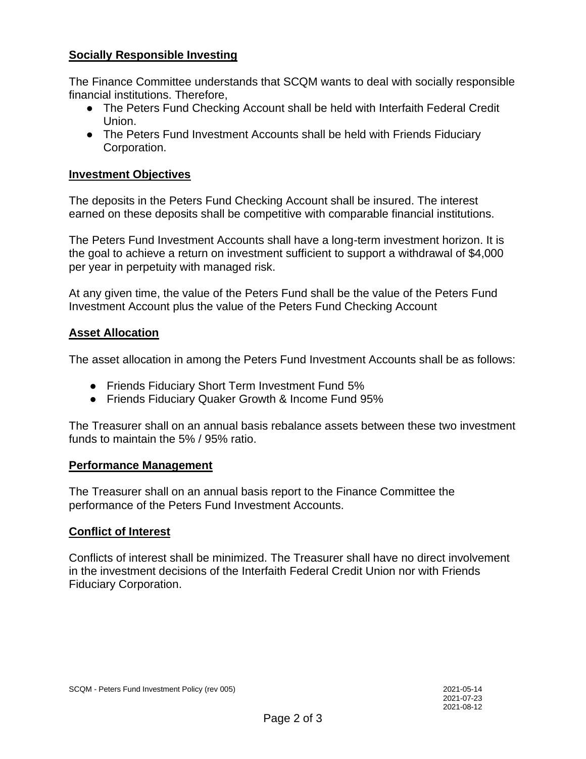## Socially Responsible Investing

The Finance Committee understands that SCQM wants to deal with socially responsible financial institutions. Therefore,

- The Peters Fund Checking Account shall be held with Interfaith Federal Credit Union.
- The Peters Fund Investment Accounts shall be held with Friends Fiduciary Corporation.

## Investment Objectives

The deposits in the Peters Fund Checking Account shall be insured. The interest earned on these deposits shall be competitive with comparable financial institutions.

The Peters Fund Investment Accounts shall have a long-term investment horizon. It is the goal to achieve a return on investment sufficient to support a withdrawal of $4,000 per year in perpetuity with managed risk.

At any given time, the value of the Peters Fund shall be the value of the Peters Fund Investment Account plus the value of the Peters Fund Checking Account

## Asset Allocation

The asset allocation in among the Peters Fund Investment Accounts shall be as follows:

- Friends Fiduciary Short Term Investment Fund 5%
- Friends Fiduciary Quaker Growth & Income Fund 95%

The Treasurer shall on an annual basis rebalance assets between these two investment funds to maintain the 5% / 95% ratio.

## Performance Management

The Treasurer shall on an annual basis report to the Finance Committee the performance of the Peters Fund Investment Accounts.

## Conflict of Interest

Conflicts of interest shall be minimized. The Treasurer shall have no direct involvement in the investment decisions of the Interfaith Federal Credit Union nor with Friends Fiduciary Corporation.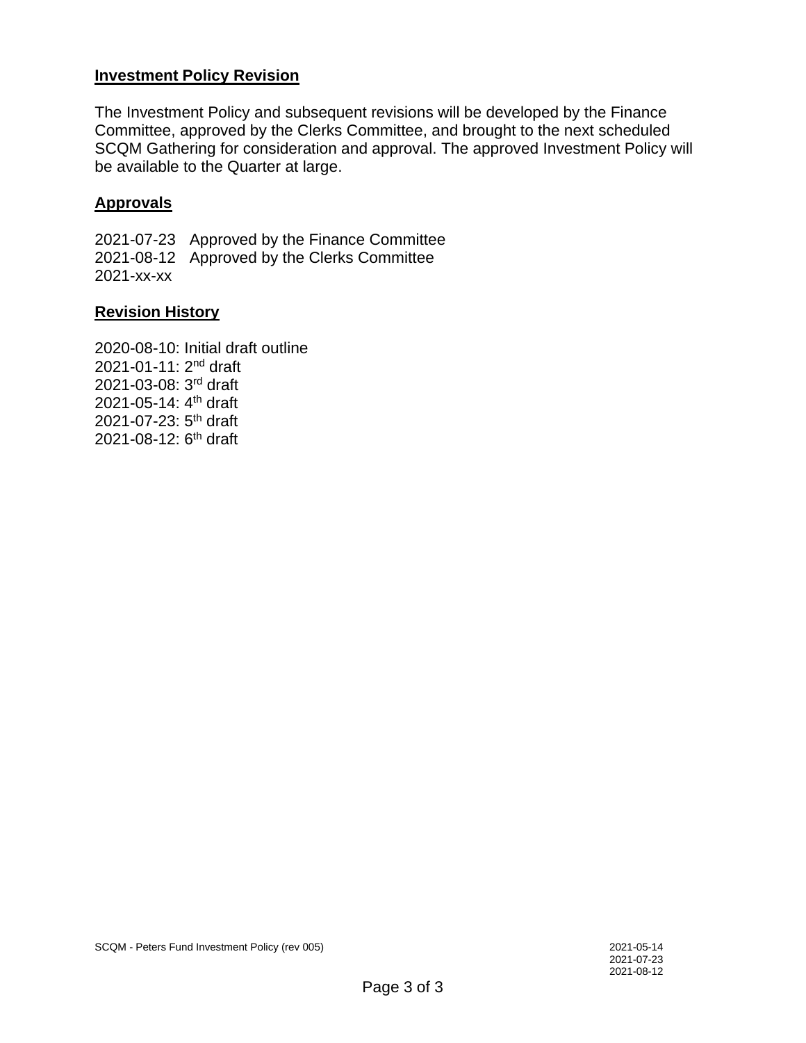## Investment Policy Revision

The Investment Policy and subsequent revisions will be developed by the Finance Committee, approved by the Clerks Committee, and brought to the next scheduled SCQM Gathering for consideration and approval. The approved Investment Policy will be available to the Quarter at large.

## Approvals

2021-07-23 Approved by the Finance Committee
2021-08-12 Approved by the Clerks Committee
2021-xx-xx

## Revision History

2020-08-10: Initial draft outline
2021-01-11: 2nd draft
2021-03-08: 3rd draft
2021-05-14: 4th draft
2021-07-23: 5th draft
2021-08-12: 6th draft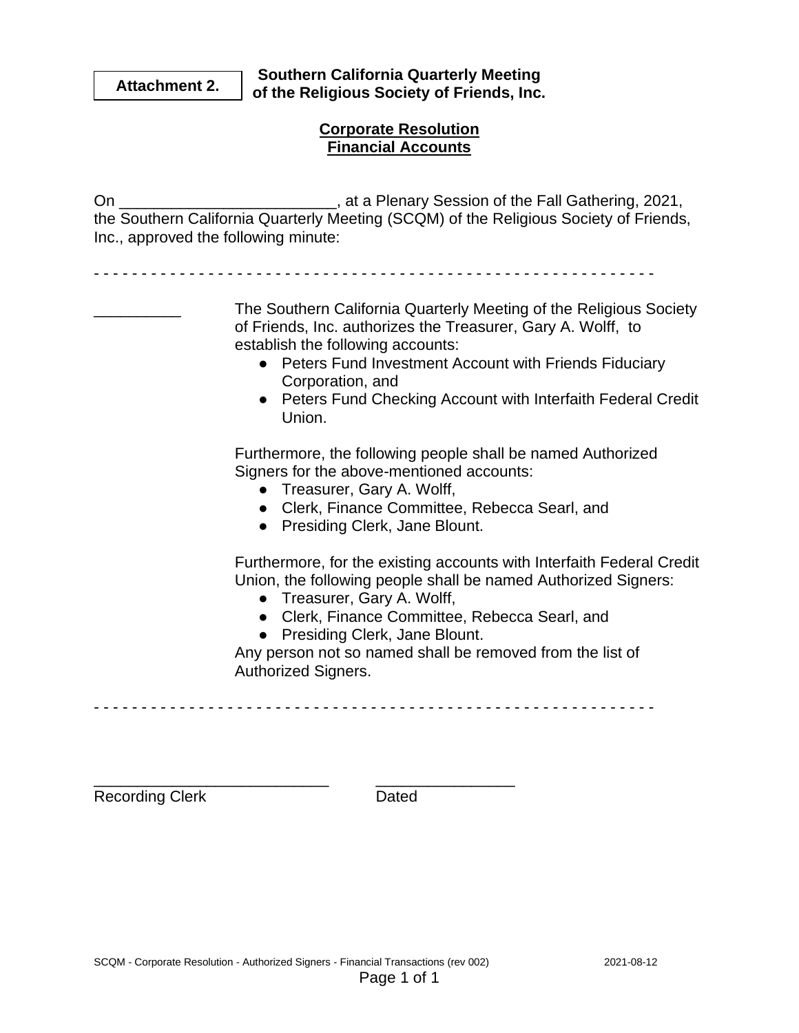**Attachment 2.**

**Southern California Quarterly Meeting of the Religious Society of Friends, Inc.**

## Corporate Resolution
## Financial Accounts

On \_\_\_\_\_\_\_\_\_\_\_\_\_\_\_\_\_\_\_\_\_\_\_\_\_, at a Plenary Session of the Fall Gathering, 2021, the Southern California Quarterly Meeting (SCQM) of the Religious Society of Friends, Inc., approved the following minute:

\- - - - - - - - - - - - - - - - - - - - - - - - - - - - - - - - - - - - - - - - - - - - - - - - - - - - - - - -

\_\_\_\_\_\_\_\_\_\_ The Southern California Quarterly Meeting of the Religious Society of Friends, Inc. authorizes the Treasurer, Gary A. Wolff, to establish the following accounts:

- Peters Fund Investment Account with Friends Fiduciary Corporation, and
- Peters Fund Checking Account with Interfaith Federal Credit Union.

Furthermore, the following people shall be named Authorized Signers for the above-mentioned accounts:

- Treasurer, Gary A. Wolff,
- Clerk, Finance Committee, Rebecca Searl, and
- Presiding Clerk, Jane Blount.

Furthermore, for the existing accounts with Interfaith Federal Credit Union, the following people shall be named Authorized Signers:

- Treasurer, Gary A. Wolff,
- Clerk, Finance Committee, Rebecca Searl, and
- Presiding Clerk, Jane Blount.

Any person not so named shall be removed from the list of Authorized Signers.

\- - - - - - - - - - - - - - - - - - - - - - - - - - - - - - - - - - - - - - - - - - - - - - - - - - - - - - - -

\_\_\_\_\_\_\_\_\_\_\_\_\_\_\_\_\_\_\_\_\_\_\_\_\_\_\_ \_\_\_\_\_\_\_\_\_\_\_\_\_\_\_\_
Recording Clerk Dated

SCQM - Corporate Resolution - Authorized Signers - Financial Transactions (rev 002) 2021-08-12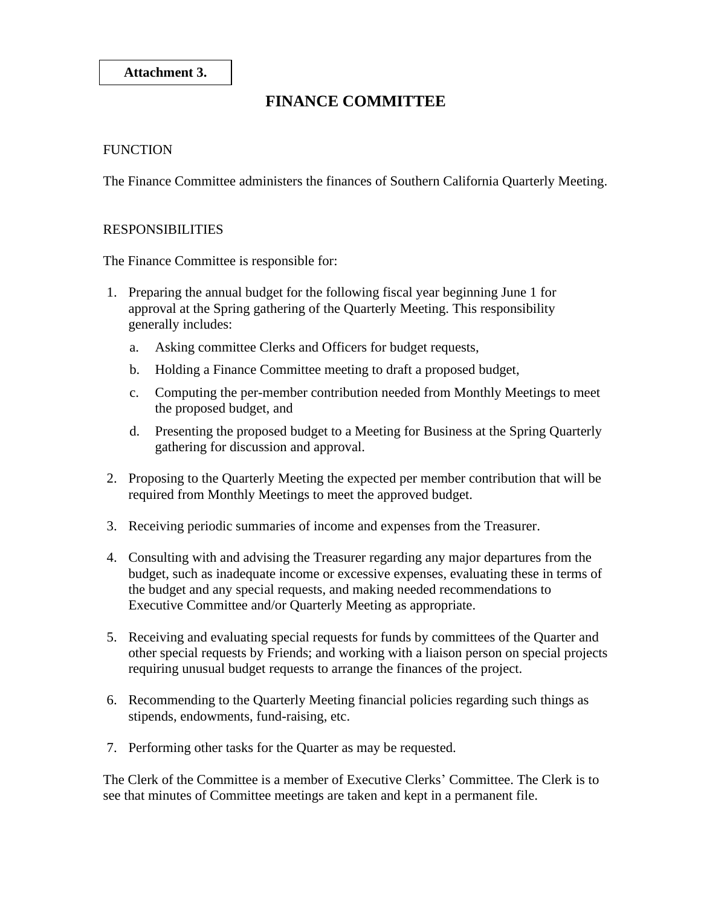**Attachment 3.**

# FINANCE COMMITTEE

FUNCTION

The Finance Committee administers the finances of Southern California Quarterly Meeting.

RESPONSIBILITIES

The Finance Committee is responsible for:

1. Preparing the annual budget for the following fiscal year beginning June 1 for approval at the Spring gathering of the Quarterly Meeting. This responsibility generally includes:
   a. Asking committee Clerks and Officers for budget requests,
   b. Holding a Finance Committee meeting to draft a proposed budget,
   c. Computing the per-member contribution needed from Monthly Meetings to meet the proposed budget, and
   d. Presenting the proposed budget to a Meeting for Business at the Spring Quarterly gathering for discussion and approval.
2. Proposing to the Quarterly Meeting the expected per member contribution that will be required from Monthly Meetings to meet the approved budget.
3. Receiving periodic summaries of income and expenses from the Treasurer.
4. Consulting with and advising the Treasurer regarding any major departures from the budget, such as inadequate income or excessive expenses, evaluating these in terms of the budget and any special requests, and making needed recommendations to Executive Committee and/or Quarterly Meeting as appropriate.
5. Receiving and evaluating special requests for funds by committees of the Quarter and other special requests by Friends; and working with a liaison person on special projects requiring unusual budget requests to arrange the finances of the project.
6. Recommending to the Quarterly Meeting financial policies regarding such things as stipends, endowments, fund-raising, etc.
7. Performing other tasks for the Quarter as may be requested.

The Clerk of the Committee is a member of Executive Clerks' Committee. The Clerk is to see that minutes of Committee meetings are taken and kept in a permanent file.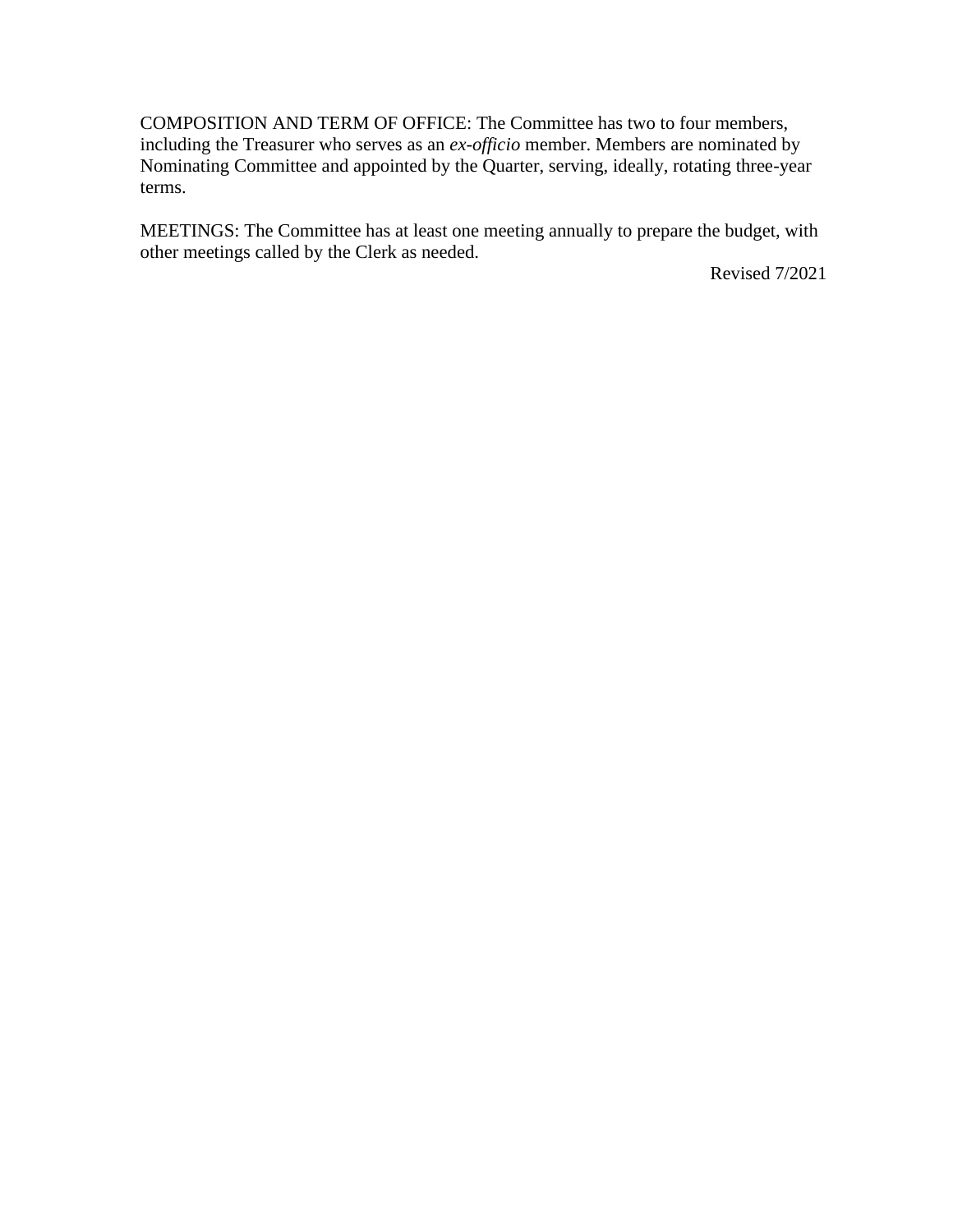COMPOSITION AND TERM OF OFFICE: The Committee has two to four members, including the Treasurer who serves as an *ex-officio* member. Members are nominated by Nominating Committee and appointed by the Quarter, serving, ideally, rotating three-year terms.

MEETINGS: The Committee has at least one meeting annually to prepare the budget, with other meetings called by the Clerk as needed.

Revised 7/2021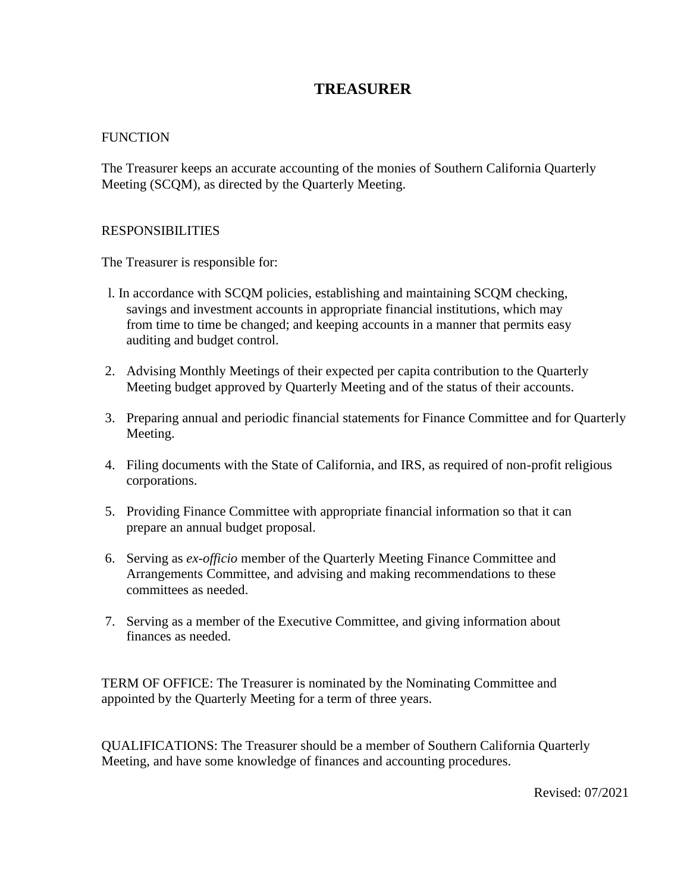# TREASURER

FUNCTION

The Treasurer keeps an accurate accounting of the monies of Southern California Quarterly Meeting (SCQM), as directed by the Quarterly Meeting.

RESPONSIBILITIES

The Treasurer is responsible for:

1. In accordance with SCQM policies, establishing and maintaining SCQM checking, savings and investment accounts in appropriate financial institutions, which may from time to time be changed; and keeping accounts in a manner that permits easy auditing and budget control.

2. Advising Monthly Meetings of their expected per capita contribution to the Quarterly Meeting budget approved by Quarterly Meeting and of the status of their accounts.

3. Preparing annual and periodic financial statements for Finance Committee and for Quarterly Meeting.

4. Filing documents with the State of California, and IRS, as required of non-profit religious corporations.

5. Providing Finance Committee with appropriate financial information so that it can prepare an annual budget proposal.

6. Serving as *ex-officio* member of the Quarterly Meeting Finance Committee and Arrangements Committee, and advising and making recommendations to these committees as needed.

7. Serving as a member of the Executive Committee, and giving information about finances as needed.

TERM OF OFFICE: The Treasurer is nominated by the Nominating Committee and appointed by the Quarterly Meeting for a term of three years.

QUALIFICATIONS: The Treasurer should be a member of Southern California Quarterly Meeting, and have some knowledge of finances and accounting procedures.

Revised: 07/2021